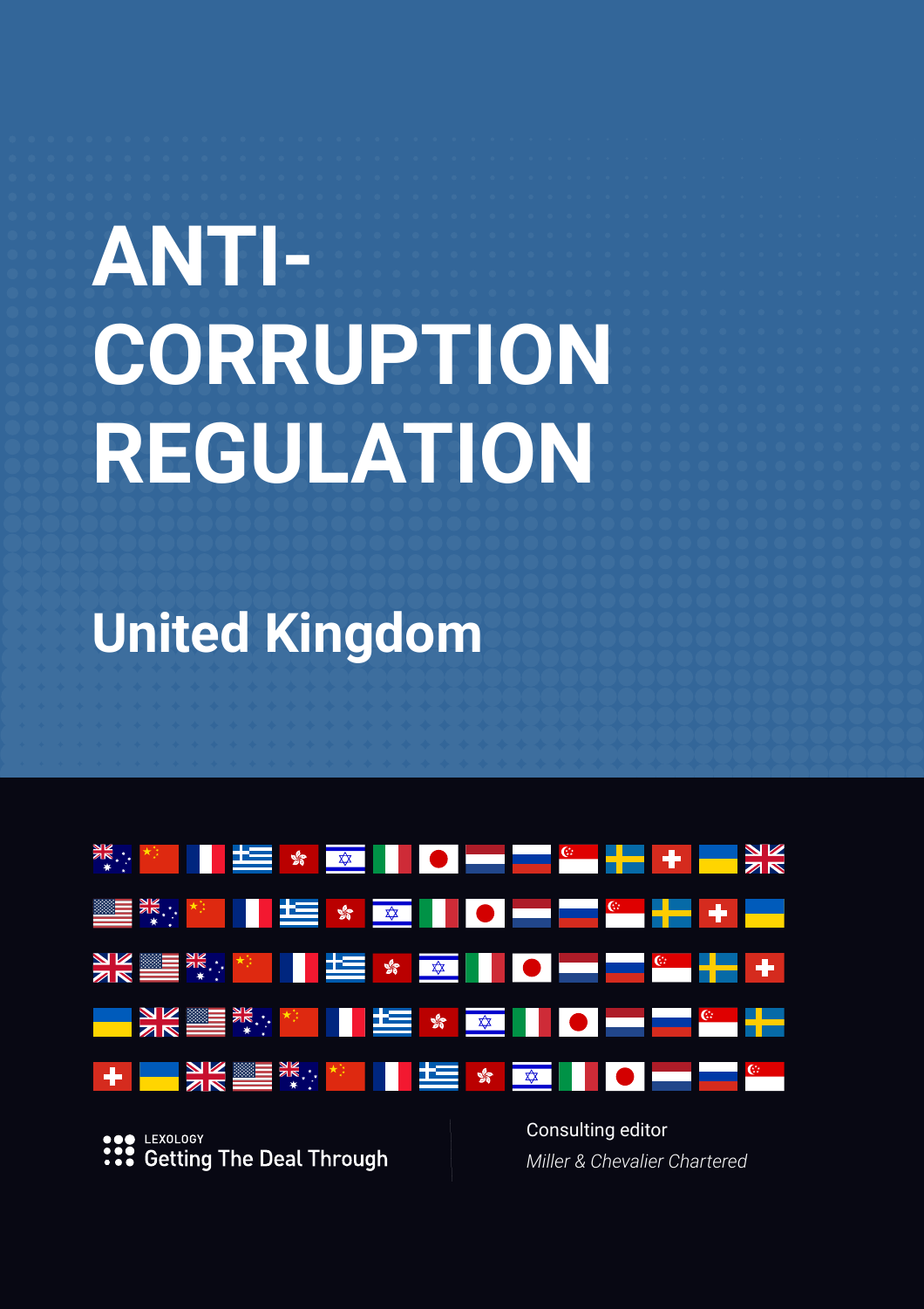# ANTI-CORRUPTION REGULATION

## United Kingdom

LEXOLOGY
Getting The Deal Through

Consulting editor
*Miller & Chevalier Chartered*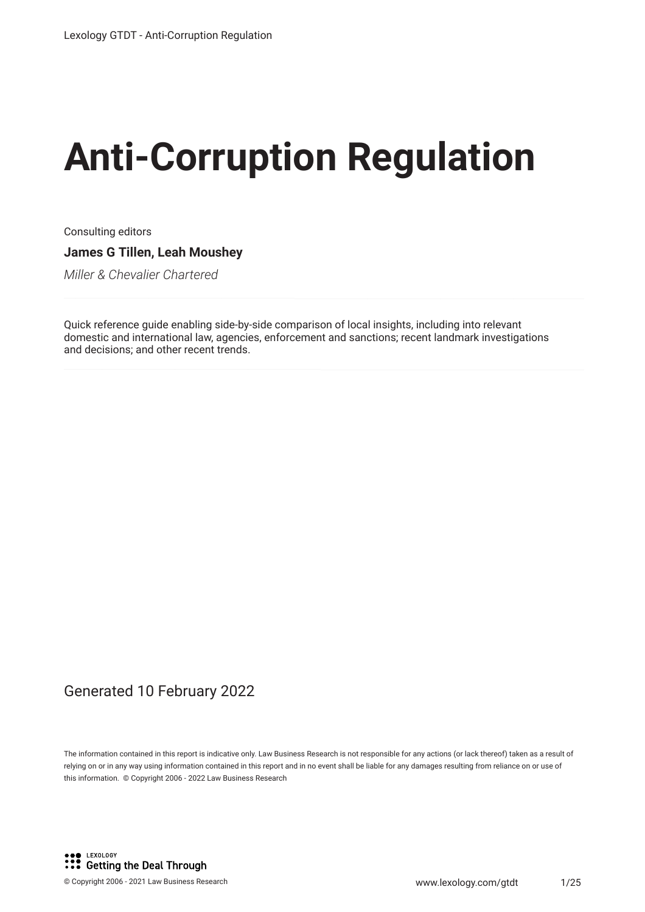# Anti-Corruption Regulation

Consulting editors

**James G Tillen, Leah Moushey**

*Miller & Chevalier Chartered*

Quick reference guide enabling side-by-side comparison of local insights, including into relevant domestic and international law, agencies, enforcement and sanctions; recent landmark investigations and decisions; and other recent trends.

Generated 10 February 2022

The information contained in this report is indicative only. Law Business Research is not responsible for any actions (or lack thereof) taken as a result of relying on or in any way using information contained in this report and in no event shall be liable for any damages resulting from reliance on or use of this information. © Copyright 2006 - 2022 Law Business Research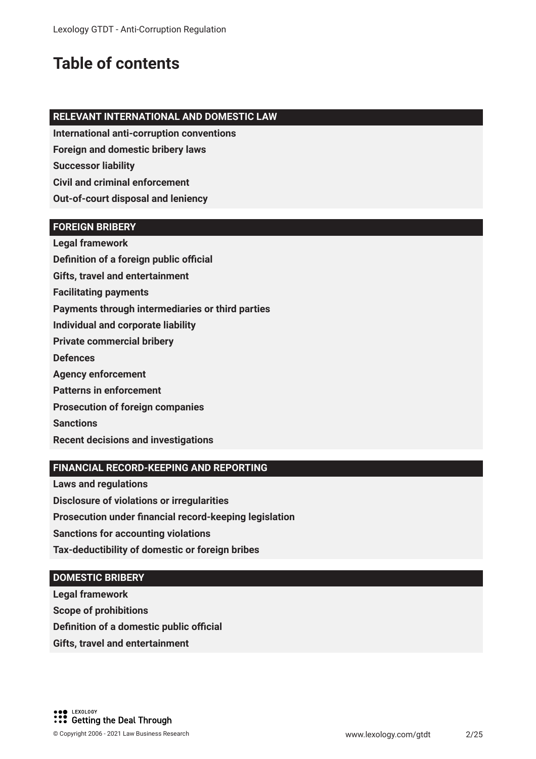# Table of contents

## RELEVANT INTERNATIONAL AND DOMESTIC LAW

**International anti-corruption conventions**

**Foreign and domestic bribery laws**

**Successor liability**

**Civil and criminal enforcement**

**Out-of-court disposal and leniency**

## FOREIGN BRIBERY

**Legal framework**

**Definition of a foreign public official**

**Gifts, travel and entertainment**

**Facilitating payments**

**Payments through intermediaries or third parties**

**Individual and corporate liability**

**Private commercial bribery**

**Defences**

**Agency enforcement**

**Patterns in enforcement**

**Prosecution of foreign companies**

**Sanctions**

**Recent decisions and investigations**

## FINANCIAL RECORD-KEEPING AND REPORTING

**Laws and regulations**

**Disclosure of violations or irregularities**

**Prosecution under financial record-keeping legislation**

**Sanctions for accounting violations**

**Tax-deductibility of domestic or foreign bribes**

## DOMESTIC BRIBERY

**Legal framework**

**Scope of prohibitions**

**Definition of a domestic public official**

**Gifts, travel and entertainment**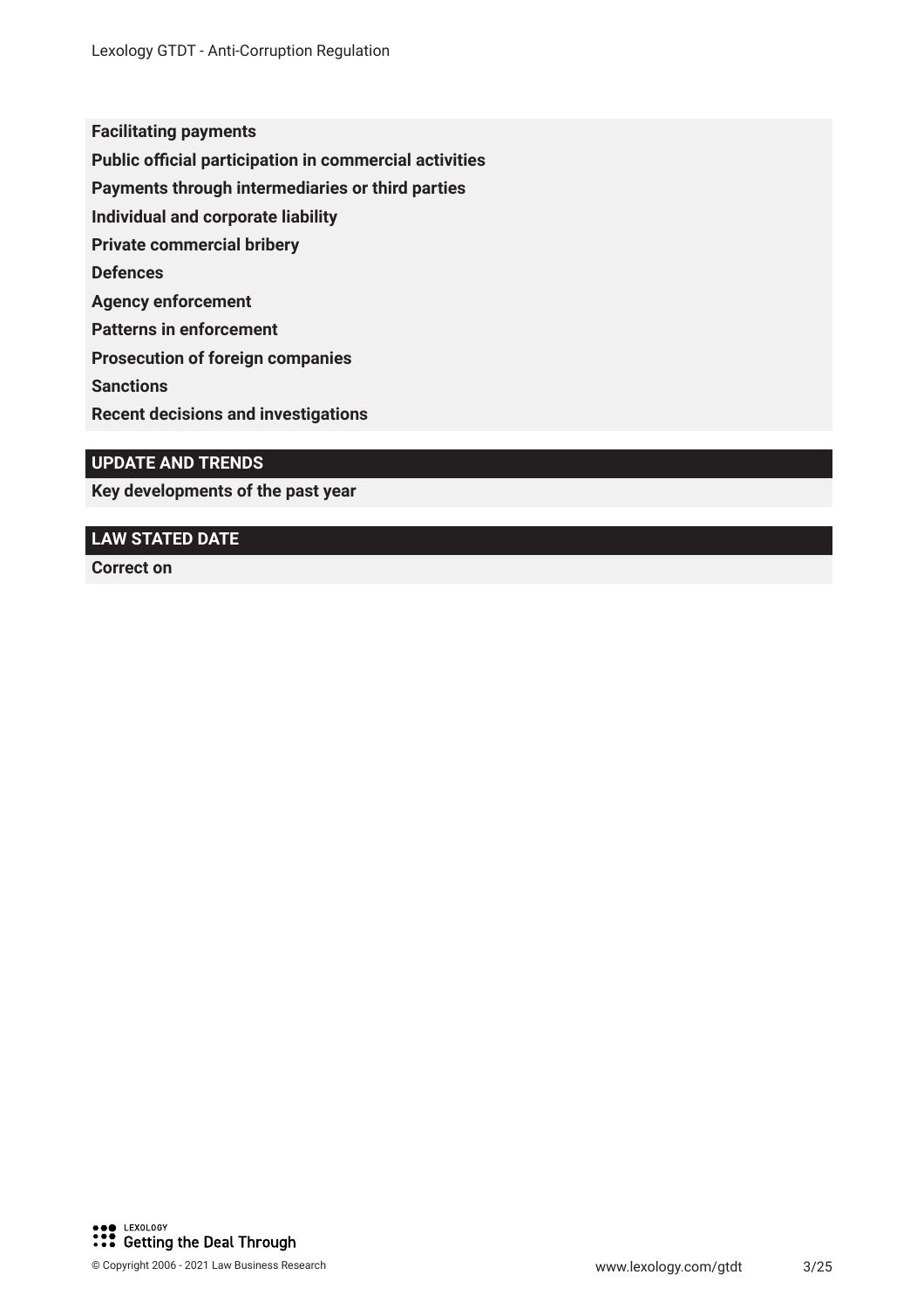**Facilitating payments**

**Public official participation in commercial activities**

**Payments through intermediaries or third parties**

**Individual and corporate liability**

**Private commercial bribery**

**Defences**

**Agency enforcement**

**Patterns in enforcement**

**Prosecution of foreign companies**

**Sanctions**

**Recent decisions and investigations**

## UPDATE AND TRENDS

**Key developments of the past year**

## LAW STATED DATE

**Correct on**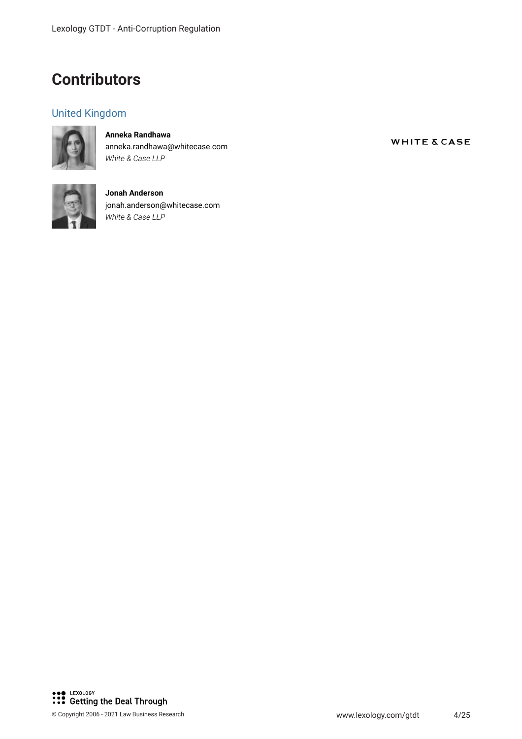# Contributors

## United Kingdom

**Anneka Randhawa**
anneka.randhawa@whitecase.com
*White & Case LLP*

**Jonah Anderson**
jonah.anderson@whitecase.com
*White & Case LLP*

WHITE & CASE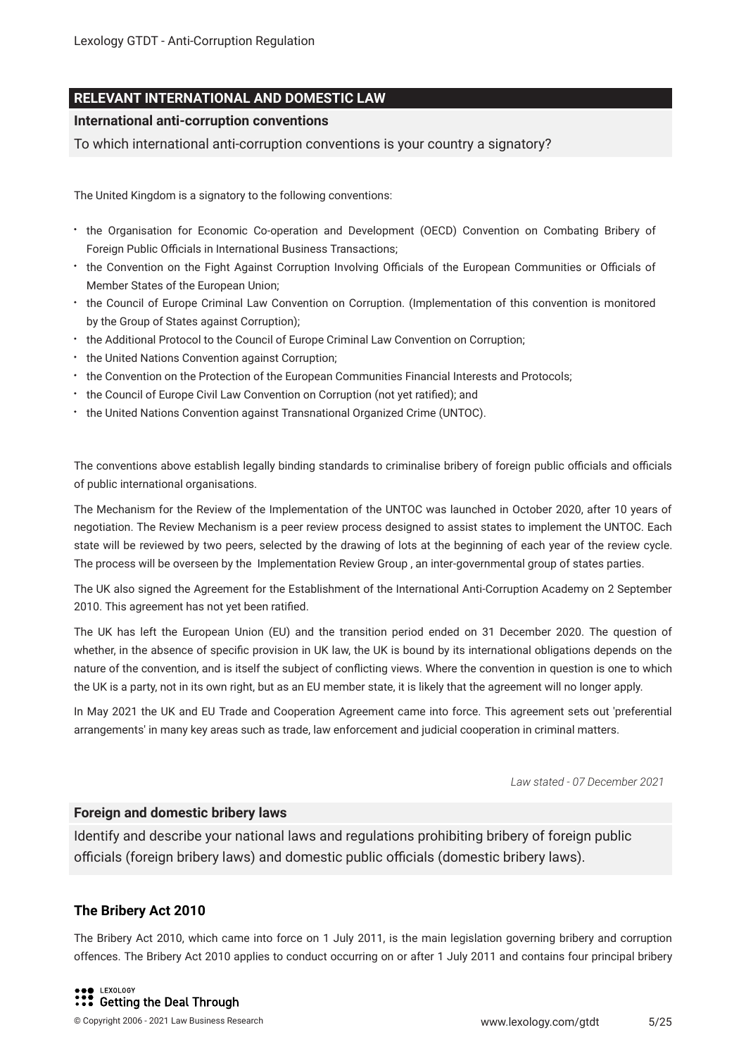## RELEVANT INTERNATIONAL AND DOMESTIC LAW

### International anti-corruption conventions

To which international anti-corruption conventions is your country a signatory?

The United Kingdom is a signatory to the following conventions:

- the Organisation for Economic Co-operation and Development (OECD) Convention on Combating Bribery of Foreign Public Officials in International Business Transactions;
- the Convention on the Fight Against Corruption Involving Officials of the European Communities or Officials of Member States of the European Union;
- the Council of Europe Criminal Law Convention on Corruption. (Implementation of this convention is monitored by the Group of States against Corruption);
- the Additional Protocol to the Council of Europe Criminal Law Convention on Corruption;
- the United Nations Convention against Corruption;
- the Convention on the Protection of the European Communities Financial Interests and Protocols;
- the Council of Europe Civil Law Convention on Corruption (not yet ratified); and
- the United Nations Convention against Transnational Organized Crime (UNTOC).

The conventions above establish legally binding standards to criminalise bribery of foreign public officials and officials of public international organisations.

The Mechanism for the Review of the Implementation of the UNTOC was launched in October 2020, after 10 years of negotiation. The Review Mechanism is a peer review process designed to assist states to implement the UNTOC. Each state will be reviewed by two peers, selected by the drawing of lots at the beginning of each year of the review cycle. The process will be overseen by the Implementation Review Group , an inter-governmental group of states parties.

The UK also signed the Agreement for the Establishment of the International Anti-Corruption Academy on 2 September 2010. This agreement has not yet been ratified.

The UK has left the European Union (EU) and the transition period ended on 31 December 2020. The question of whether, in the absence of specific provision in UK law, the UK is bound by its international obligations depends on the nature of the convention, and is itself the subject of conflicting views. Where the convention in question is one to which the UK is a party, not in its own right, but as an EU member state, it is likely that the agreement will no longer apply.

In May 2021 the UK and EU Trade and Cooperation Agreement came into force. This agreement sets out 'preferential arrangements' in many key areas such as trade, law enforcement and judicial cooperation in criminal matters.

*Law stated - 07 December 2021*

### Foreign and domestic bribery laws

Identify and describe your national laws and regulations prohibiting bribery of foreign public officials (foreign bribery laws) and domestic public officials (domestic bribery laws).

**The Bribery Act 2010**

The Bribery Act 2010, which came into force on 1 July 2011, is the main legislation governing bribery and corruption offences. The Bribery Act 2010 applies to conduct occurring on or after 1 July 2011 and contains four principal bribery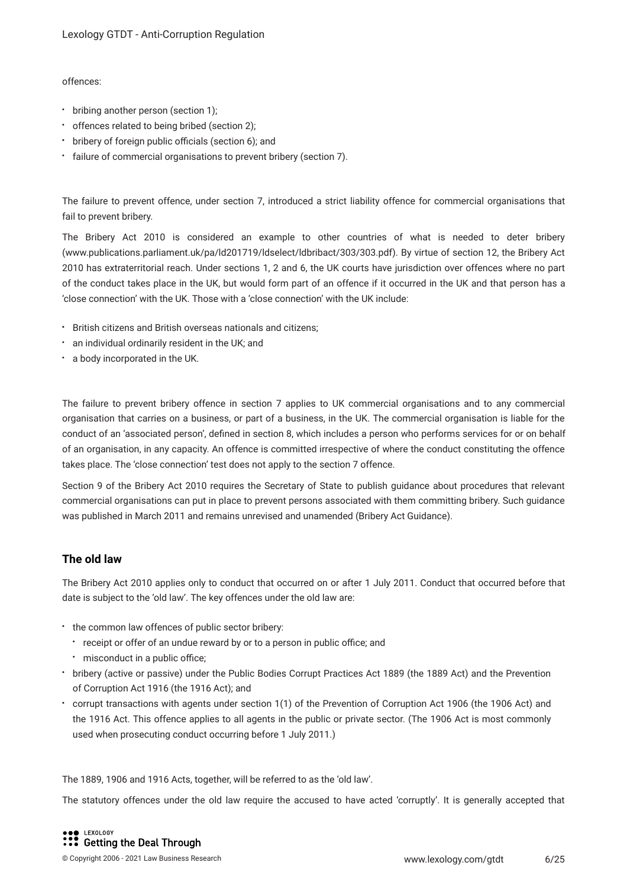offences:

- bribing another person (section 1);
- offences related to being bribed (section 2);
- bribery of foreign public officials (section 6); and
- failure of commercial organisations to prevent bribery (section 7).

The failure to prevent offence, under section 7, introduced a strict liability offence for commercial organisations that fail to prevent bribery.

The Bribery Act 2010 is considered an example to other countries of what is needed to deter bribery (www.publications.parliament.uk/pa/ld201719/ldselect/ldbribact/303/303.pdf). By virtue of section 12, the Bribery Act 2010 has extraterritorial reach. Under sections 1, 2 and 6, the UK courts have jurisdiction over offences where no part of the conduct takes place in the UK, but would form part of an offence if it occurred in the UK and that person has a 'close connection' with the UK. Those with a 'close connection' with the UK include:

- British citizens and British overseas nationals and citizens;
- an individual ordinarily resident in the UK; and
- a body incorporated in the UK.

The failure to prevent bribery offence in section 7 applies to UK commercial organisations and to any commercial organisation that carries on a business, or part of a business, in the UK. The commercial organisation is liable for the conduct of an 'associated person', defined in section 8, which includes a person who performs services for or on behalf of an organisation, in any capacity. An offence is committed irrespective of where the conduct constituting the offence takes place. The 'close connection' test does not apply to the section 7 offence.

Section 9 of the Bribery Act 2010 requires the Secretary of State to publish guidance about procedures that relevant commercial organisations can put in place to prevent persons associated with them committing bribery. Such guidance was published in March 2011 and remains unrevised and unamended (Bribery Act Guidance).

## The old law

The Bribery Act 2010 applies only to conduct that occurred on or after 1 July 2011. Conduct that occurred before that date is subject to the 'old law'. The key offences under the old law are:

- the common law offences of public sector bribery:
  - receipt or offer of an undue reward by or to a person in public office; and
  - misconduct in a public office;
- bribery (active or passive) under the Public Bodies Corrupt Practices Act 1889 (the 1889 Act) and the Prevention of Corruption Act 1916 (the 1916 Act); and
- corrupt transactions with agents under section 1(1) of the Prevention of Corruption Act 1906 (the 1906 Act) and the 1916 Act. This offence applies to all agents in the public or private sector. (The 1906 Act is most commonly used when prosecuting conduct occurring before 1 July 2011.)

The 1889, 1906 and 1916 Acts, together, will be referred to as the 'old law'.

The statutory offences under the old law require the accused to have acted 'corruptly'. It is generally accepted that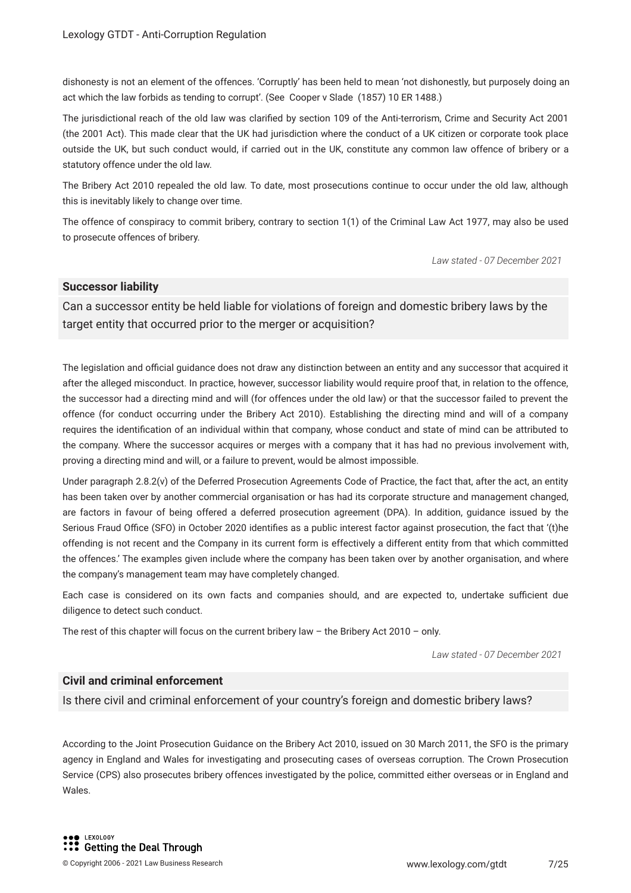dishonesty is not an element of the offences. 'Corruptly' has been held to mean 'not dishonestly, but purposely doing an act which the law forbids as tending to corrupt'. (See *Cooper v Slade* (1857) 10 ER 1488.)

The jurisdictional reach of the old law was clarified by section 109 of the Anti-terrorism, Crime and Security Act 2001 (the 2001 Act). This made clear that the UK had jurisdiction where the conduct of a UK citizen or corporate took place outside the UK, but such conduct would, if carried out in the UK, constitute any common law offence of bribery or a statutory offence under the old law.

The Bribery Act 2010 repealed the old law. To date, most prosecutions continue to occur under the old law, although this is inevitably likely to change over time.

The offence of conspiracy to commit bribery, contrary to section 1(1) of the Criminal Law Act 1977, may also be used to prosecute offences of bribery.

*Law stated - 07 December 2021*

## Successor liability

Can a successor entity be held liable for violations of foreign and domestic bribery laws by the target entity that occurred prior to the merger or acquisition?

The legislation and official guidance does not draw any distinction between an entity and any successor that acquired it after the alleged misconduct. In practice, however, successor liability would require proof that, in relation to the offence, the successor had a directing mind and will (for offences under the old law) or that the successor failed to prevent the offence (for conduct occurring under the Bribery Act 2010). Establishing the directing mind and will of a company requires the identification of an individual within that company, whose conduct and state of mind can be attributed to the company. Where the successor acquires or merges with a company that it has had no previous involvement with, proving a directing mind and will, or a failure to prevent, would be almost impossible.

Under paragraph 2.8.2(v) of the Deferred Prosecution Agreements Code of Practice, the fact that, after the act, an entity has been taken over by another commercial organisation or has had its corporate structure and management changed, are factors in favour of being offered a deferred prosecution agreement (DPA). In addition, guidance issued by the Serious Fraud Office (SFO) in October 2020 identifies as a public interest factor against prosecution, the fact that '(t)he offending is not recent and the Company in its current form is effectively a different entity from that which committed the offences.' The examples given include where the company has been taken over by another organisation, and where the company's management team may have completely changed.

Each case is considered on its own facts and companies should, and are expected to, undertake sufficient due diligence to detect such conduct.

The rest of this chapter will focus on the current bribery law – the Bribery Act 2010 – only.

*Law stated - 07 December 2021*

## Civil and criminal enforcement

Is there civil and criminal enforcement of your country's foreign and domestic bribery laws?

According to the Joint Prosecution Guidance on the Bribery Act 2010, issued on 30 March 2011, the SFO is the primary agency in England and Wales for investigating and prosecuting cases of overseas corruption. The Crown Prosecution Service (CPS) also prosecutes bribery offences investigated by the police, committed either overseas or in England and Wales.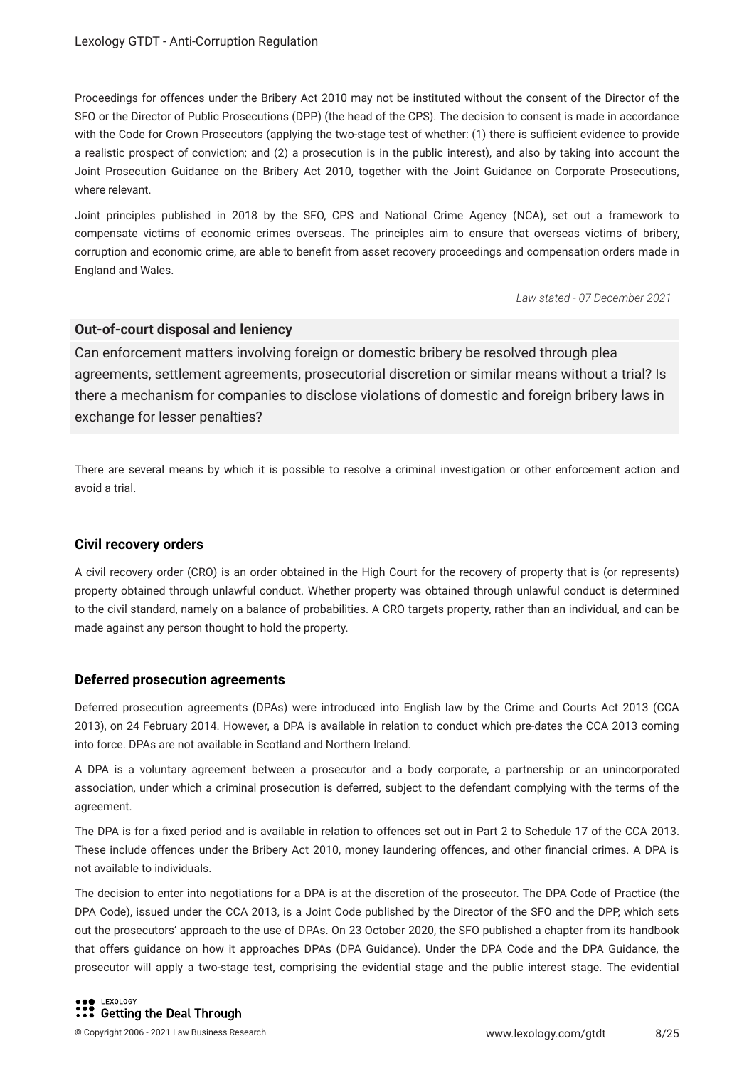Proceedings for offences under the Bribery Act 2010 may not be instituted without the consent of the Director of the SFO or the Director of Public Prosecutions (DPP) (the head of the CPS). The decision to consent is made in accordance with the Code for Crown Prosecutors (applying the two-stage test of whether: (1) there is sufficient evidence to provide a realistic prospect of conviction; and (2) a prosecution is in the public interest), and also by taking into account the Joint Prosecution Guidance on the Bribery Act 2010, together with the Joint Guidance on Corporate Prosecutions, where relevant.

Joint principles published in 2018 by the SFO, CPS and National Crime Agency (NCA), set out a framework to compensate victims of economic crimes overseas. The principles aim to ensure that overseas victims of bribery, corruption and economic crime, are able to benefit from asset recovery proceedings and compensation orders made in England and Wales.

*Law stated - 07 December 2021*

## Out-of-court disposal and leniency

Can enforcement matters involving foreign or domestic bribery be resolved through plea agreements, settlement agreements, prosecutorial discretion or similar means without a trial? Is there a mechanism for companies to disclose violations of domestic and foreign bribery laws in exchange for lesser penalties?

There are several means by which it is possible to resolve a criminal investigation or other enforcement action and avoid a trial.

### Civil recovery orders

A civil recovery order (CRO) is an order obtained in the High Court for the recovery of property that is (or represents) property obtained through unlawful conduct. Whether property was obtained through unlawful conduct is determined to the civil standard, namely on a balance of probabilities. A CRO targets property, rather than an individual, and can be made against any person thought to hold the property.

### Deferred prosecution agreements

Deferred prosecution agreements (DPAs) were introduced into English law by the Crime and Courts Act 2013 (CCA 2013), on 24 February 2014. However, a DPA is available in relation to conduct which pre-dates the CCA 2013 coming into force. DPAs are not available in Scotland and Northern Ireland.

A DPA is a voluntary agreement between a prosecutor and a body corporate, a partnership or an unincorporated association, under which a criminal prosecution is deferred, subject to the defendant complying with the terms of the agreement.

The DPA is for a fixed period and is available in relation to offences set out in Part 2 to Schedule 17 of the CCA 2013. These include offences under the Bribery Act 2010, money laundering offences, and other financial crimes. A DPA is not available to individuals.

The decision to enter into negotiations for a DPA is at the discretion of the prosecutor. The DPA Code of Practice (the DPA Code), issued under the CCA 2013, is a Joint Code published by the Director of the SFO and the DPP, which sets out the prosecutors' approach to the use of DPAs. On 23 October 2020, the SFO published a chapter from its handbook that offers guidance on how it approaches DPAs (DPA Guidance). Under the DPA Code and the DPA Guidance, the prosecutor will apply a two-stage test, comprising the evidential stage and the public interest stage. The evidential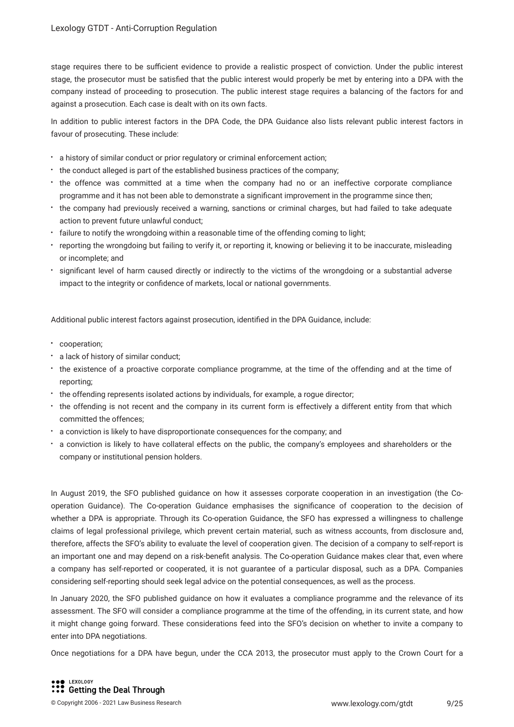stage requires there to be sufficient evidence to provide a realistic prospect of conviction. Under the public interest stage, the prosecutor must be satisfied that the public interest would properly be met by entering into a DPA with the company instead of proceeding to prosecution. The public interest stage requires a balancing of the factors for and against a prosecution. Each case is dealt with on its own facts.

In addition to public interest factors in the DPA Code, the DPA Guidance also lists relevant public interest factors in favour of prosecuting. These include:

- a history of similar conduct or prior regulatory or criminal enforcement action;
- the conduct alleged is part of the established business practices of the company;
- the offence was committed at a time when the company had no or an ineffective corporate compliance programme and it has not been able to demonstrate a significant improvement in the programme since then;
- the company had previously received a warning, sanctions or criminal charges, but had failed to take adequate action to prevent future unlawful conduct;
- failure to notify the wrongdoing within a reasonable time of the offending coming to light;
- reporting the wrongdoing but failing to verify it, or reporting it, knowing or believing it to be inaccurate, misleading or incomplete; and
- significant level of harm caused directly or indirectly to the victims of the wrongdoing or a substantial adverse impact to the integrity or confidence of markets, local or national governments.

Additional public interest factors against prosecution, identified in the DPA Guidance, include:

- cooperation;
- a lack of history of similar conduct;
- the existence of a proactive corporate compliance programme, at the time of the offending and at the time of reporting;
- the offending represents isolated actions by individuals, for example, a rogue director;
- the offending is not recent and the company in its current form is effectively a different entity from that which committed the offences;
- a conviction is likely to have disproportionate consequences for the company; and
- a conviction is likely to have collateral effects on the public, the company's employees and shareholders or the company or institutional pension holders.

In August 2019, the SFO published guidance on how it assesses corporate cooperation in an investigation (the Co-operation Guidance). The Co-operation Guidance emphasises the significance of cooperation to the decision of whether a DPA is appropriate. Through its Co-operation Guidance, the SFO has expressed a willingness to challenge claims of legal professional privilege, which prevent certain material, such as witness accounts, from disclosure and, therefore, affects the SFO's ability to evaluate the level of cooperation given. The decision of a company to self-report is an important one and may depend on a risk-benefit analysis. The Co-operation Guidance makes clear that, even where a company has self-reported or cooperated, it is not guarantee of a particular disposal, such as a DPA. Companies considering self-reporting should seek legal advice on the potential consequences, as well as the process.

In January 2020, the SFO published guidance on how it evaluates a compliance programme and the relevance of its assessment. The SFO will consider a compliance programme at the time of the offending, in its current state, and how it might change going forward. These considerations feed into the SFO's decision on whether to invite a company to enter into DPA negotiations.

Once negotiations for a DPA have begun, under the CCA 2013, the prosecutor must apply to the Crown Court for a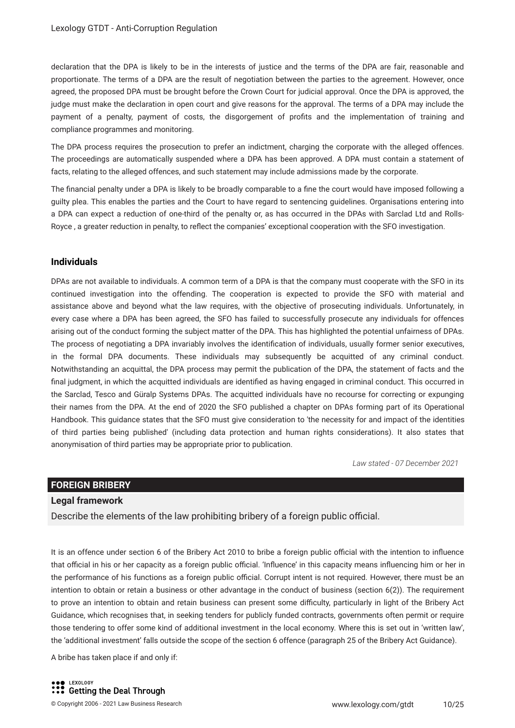declaration that the DPA is likely to be in the interests of justice and the terms of the DPA are fair, reasonable and proportionate. The terms of a DPA are the result of negotiation between the parties to the agreement. However, once agreed, the proposed DPA must be brought before the Crown Court for judicial approval. Once the DPA is approved, the judge must make the declaration in open court and give reasons for the approval. The terms of a DPA may include the payment of a penalty, payment of costs, the disgorgement of profits and the implementation of training and compliance programmes and monitoring.

The DPA process requires the prosecution to prefer an indictment, charging the corporate with the alleged offences. The proceedings are automatically suspended where a DPA has been approved. A DPA must contain a statement of facts, relating to the alleged offences, and such statement may include admissions made by the corporate.

The financial penalty under a DPA is likely to be broadly comparable to a fine the court would have imposed following a guilty plea. This enables the parties and the Court to have regard to sentencing guidelines. Organisations entering into a DPA can expect a reduction of one-third of the penalty or, as has occurred in the DPAs with Sarclad Ltd and Rolls-Royce , a greater reduction in penalty, to reflect the companies' exceptional cooperation with the SFO investigation.

### Individuals

DPAs are not available to individuals. A common term of a DPA is that the company must cooperate with the SFO in its continued investigation into the offending. The cooperation is expected to provide the SFO with material and assistance above and beyond what the law requires, with the objective of prosecuting individuals. Unfortunately, in every case where a DPA has been agreed, the SFO has failed to successfully prosecute any individuals for offences arising out of the conduct forming the subject matter of the DPA. This has highlighted the potential unfairness of DPAs. The process of negotiating a DPA invariably involves the identification of individuals, usually former senior executives, in the formal DPA documents. These individuals may subsequently be acquitted of any criminal conduct. Notwithstanding an acquittal, the DPA process may permit the publication of the DPA, the statement of facts and the final judgment, in which the acquitted individuals are identified as having engaged in criminal conduct. This occurred in the Sarclad, Tesco and Güralp Systems DPAs. The acquitted individuals have no recourse for correcting or expunging their names from the DPA. At the end of 2020 the SFO published a chapter on DPAs forming part of its Operational Handbook. This guidance states that the SFO must give consideration to 'the necessity for and impact of the identities of third parties being published' (including data protection and human rights considerations). It also states that anonymisation of third parties may be appropriate prior to publication.

*Law stated - 07 December 2021*

## FOREIGN BRIBERY

### Legal framework

Describe the elements of the law prohibiting bribery of a foreign public official.

It is an offence under section 6 of the Bribery Act 2010 to bribe a foreign public official with the intention to influence that official in his or her capacity as a foreign public official. 'Influence' in this capacity means influencing him or her in the performance of his functions as a foreign public official. Corrupt intent is not required. However, there must be an intention to obtain or retain a business or other advantage in the conduct of business (section 6(2)). The requirement to prove an intention to obtain and retain business can present some difficulty, particularly in light of the Bribery Act Guidance, which recognises that, in seeking tenders for publicly funded contracts, governments often permit or require those tendering to offer some kind of additional investment in the local economy. Where this is set out in 'written law', the 'additional investment' falls outside the scope of the section 6 offence (paragraph 25 of the Bribery Act Guidance).

A bribe has taken place if and only if: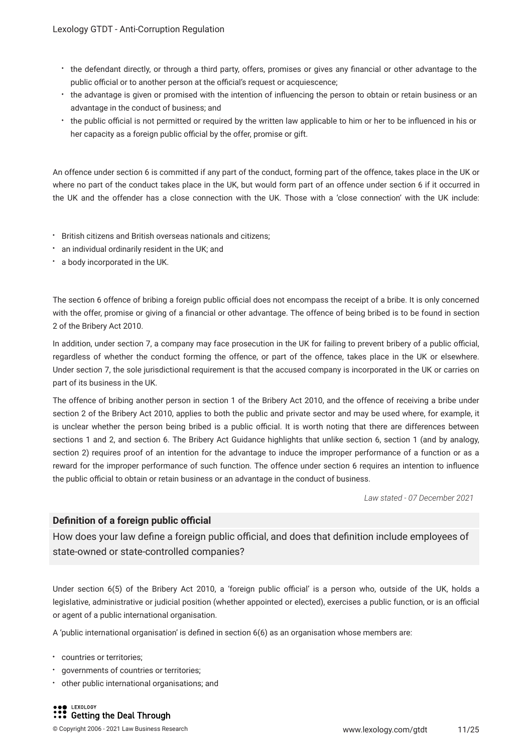- the defendant directly, or through a third party, offers, promises or gives any financial or other advantage to the public official or to another person at the official's request or acquiescence;
- the advantage is given or promised with the intention of influencing the person to obtain or retain business or an advantage in the conduct of business; and
- the public official is not permitted or required by the written law applicable to him or her to be influenced in his or her capacity as a foreign public official by the offer, promise or gift.

An offence under section 6 is committed if any part of the conduct, forming part of the offence, takes place in the UK or where no part of the conduct takes place in the UK, but would form part of an offence under section 6 if it occurred in the UK and the offender has a close connection with the UK. Those with a 'close connection' with the UK include:

- British citizens and British overseas nationals and citizens;
- an individual ordinarily resident in the UK; and
- a body incorporated in the UK.

The section 6 offence of bribing a foreign public official does not encompass the receipt of a bribe. It is only concerned with the offer, promise or giving of a financial or other advantage. The offence of being bribed is to be found in section 2 of the Bribery Act 2010.

In addition, under section 7, a company may face prosecution in the UK for failing to prevent bribery of a public official, regardless of whether the conduct forming the offence, or part of the offence, takes place in the UK or elsewhere. Under section 7, the sole jurisdictional requirement is that the accused company is incorporated in the UK or carries on part of its business in the UK.

The offence of bribing another person in section 1 of the Bribery Act 2010, and the offence of receiving a bribe under section 2 of the Bribery Act 2010, applies to both the public and private sector and may be used where, for example, it is unclear whether the person being bribed is a public official. It is worth noting that there are differences between sections 1 and 2, and section 6. The Bribery Act Guidance highlights that unlike section 6, section 1 (and by analogy, section 2) requires proof of an intention for the advantage to induce the improper performance of a function or as a reward for the improper performance of such function. The offence under section 6 requires an intention to influence the public official to obtain or retain business or an advantage in the conduct of business.

*Law stated - 07 December 2021*

## Definition of a foreign public official

How does your law define a foreign public official, and does that definition include employees of state-owned or state-controlled companies?

Under section 6(5) of the Bribery Act 2010, a 'foreign public official' is a person who, outside of the UK, holds a legislative, administrative or judicial position (whether appointed or elected), exercises a public function, or is an official or agent of a public international organisation.

A 'public international organisation' is defined in section 6(6) as an organisation whose members are:

- countries or territories;
- governments of countries or territories;
- other public international organisations; and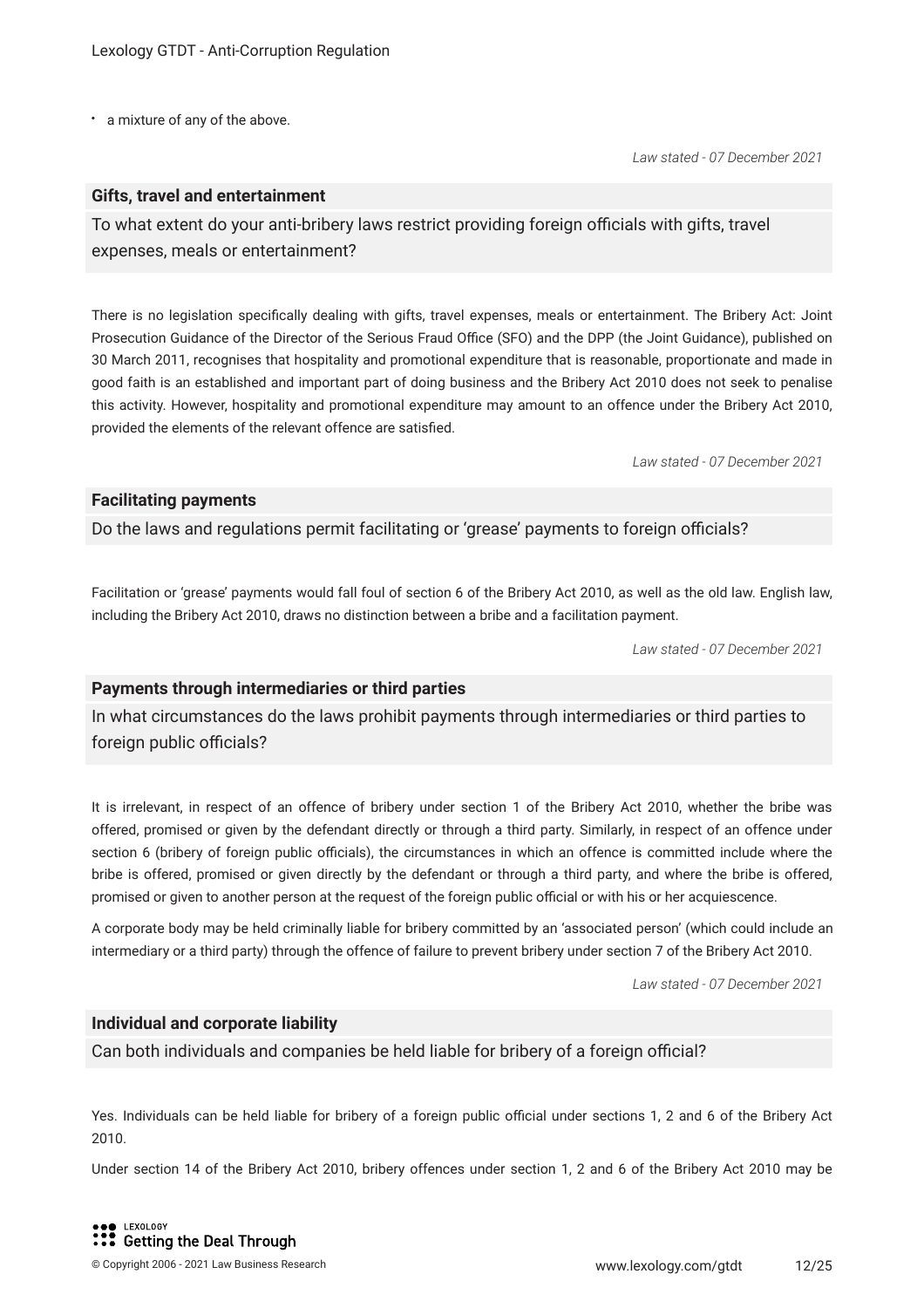- a mixture of any of the above.

*Law stated - 07 December 2021*

### Gifts, travel and entertainment

To what extent do your anti-bribery laws restrict providing foreign officials with gifts, travel expenses, meals or entertainment?

There is no legislation specifically dealing with gifts, travel expenses, meals or entertainment. The Bribery Act: Joint Prosecution Guidance of the Director of the Serious Fraud Office (SFO) and the DPP (the Joint Guidance), published on 30 March 2011, recognises that hospitality and promotional expenditure that is reasonable, proportionate and made in good faith is an established and important part of doing business and the Bribery Act 2010 does not seek to penalise this activity. However, hospitality and promotional expenditure may amount to an offence under the Bribery Act 2010, provided the elements of the relevant offence are satisfied.

*Law stated - 07 December 2021*

### Facilitating payments

Do the laws and regulations permit facilitating or 'grease' payments to foreign officials?

Facilitation or 'grease' payments would fall foul of section 6 of the Bribery Act 2010, as well as the old law. English law, including the Bribery Act 2010, draws no distinction between a bribe and a facilitation payment.

*Law stated - 07 December 2021*

### Payments through intermediaries or third parties

In what circumstances do the laws prohibit payments through intermediaries or third parties to foreign public officials?

It is irrelevant, in respect of an offence of bribery under section 1 of the Bribery Act 2010, whether the bribe was offered, promised or given by the defendant directly or through a third party. Similarly, in respect of an offence under section 6 (bribery of foreign public officials), the circumstances in which an offence is committed include where the bribe is offered, promised or given directly by the defendant or through a third party, and where the bribe is offered, promised or given to another person at the request of the foreign public official or with his or her acquiescence.

A corporate body may be held criminally liable for bribery committed by an 'associated person' (which could include an intermediary or a third party) through the offence of failure to prevent bribery under section 7 of the Bribery Act 2010.

*Law stated - 07 December 2021*

### Individual and corporate liability

Can both individuals and companies be held liable for bribery of a foreign official?

Yes. Individuals can be held liable for bribery of a foreign public official under sections 1, 2 and 6 of the Bribery Act 2010.

Under section 14 of the Bribery Act 2010, bribery offences under section 1, 2 and 6 of the Bribery Act 2010 may be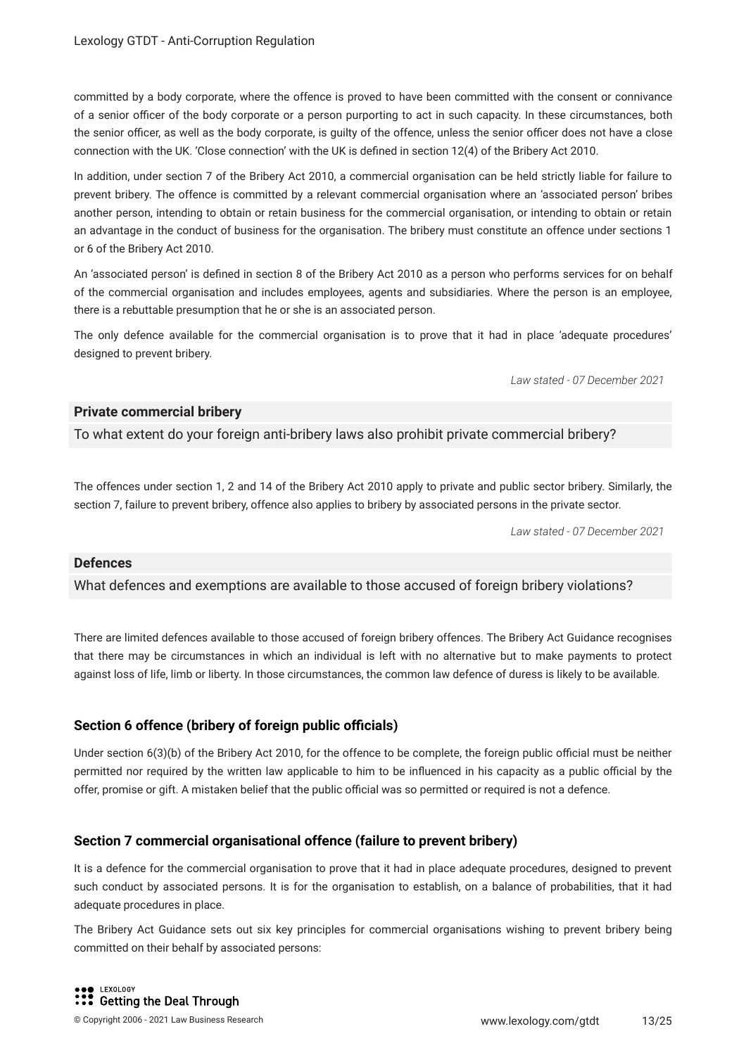committed by a body corporate, where the offence is proved to have been committed with the consent or connivance of a senior officer of the body corporate or a person purporting to act in such capacity. In these circumstances, both the senior officer, as well as the body corporate, is guilty of the offence, unless the senior officer does not have a close connection with the UK. 'Close connection' with the UK is defined in section 12(4) of the Bribery Act 2010.

In addition, under section 7 of the Bribery Act 2010, a commercial organisation can be held strictly liable for failure to prevent bribery. The offence is committed by a relevant commercial organisation where an 'associated person' bribes another person, intending to obtain or retain business for the commercial organisation, or intending to obtain or retain an advantage in the conduct of business for the organisation. The bribery must constitute an offence under sections 1 or 6 of the Bribery Act 2010.

An 'associated person' is defined in section 8 of the Bribery Act 2010 as a person who performs services for on behalf of the commercial organisation and includes employees, agents and subsidiaries. Where the person is an employee, there is a rebuttable presumption that he or she is an associated person.

The only defence available for the commercial organisation is to prove that it had in place 'adequate procedures' designed to prevent bribery.

*Law stated - 07 December 2021*

## Private commercial bribery

To what extent do your foreign anti-bribery laws also prohibit private commercial bribery?

The offences under section 1, 2 and 14 of the Bribery Act 2010 apply to private and public sector bribery. Similarly, the section 7, failure to prevent bribery, offence also applies to bribery by associated persons in the private sector.

*Law stated - 07 December 2021*

## Defences

What defences and exemptions are available to those accused of foreign bribery violations?

There are limited defences available to those accused of foreign bribery offences. The Bribery Act Guidance recognises that there may be circumstances in which an individual is left with no alternative but to make payments to protect against loss of life, limb or liberty. In those circumstances, the common law defence of duress is likely to be available.

### Section 6 offence (bribery of foreign public officials)

Under section 6(3)(b) of the Bribery Act 2010, for the offence to be complete, the foreign public official must be neither permitted nor required by the written law applicable to him to be influenced in his capacity as a public official by the offer, promise or gift. A mistaken belief that the public official was so permitted or required is not a defence.

### Section 7 commercial organisational offence (failure to prevent bribery)

It is a defence for the commercial organisation to prove that it had in place adequate procedures, designed to prevent such conduct by associated persons. It is for the organisation to establish, on a balance of probabilities, that it had adequate procedures in place.

The Bribery Act Guidance sets out six key principles for commercial organisations wishing to prevent bribery being committed on their behalf by associated persons: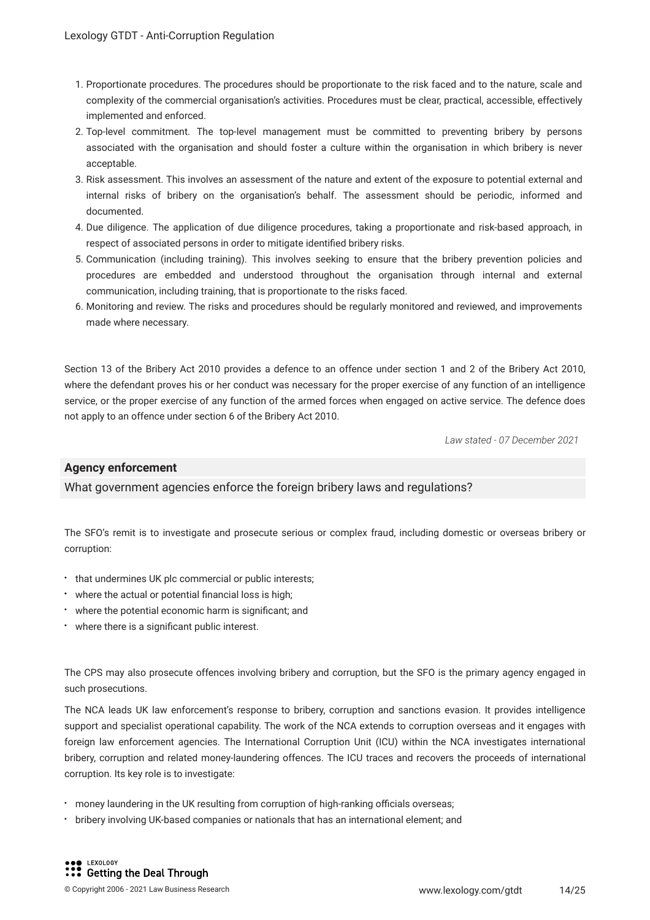1. Proportionate procedures. The procedures should be proportionate to the risk faced and to the nature, scale and complexity of the commercial organisation's activities. Procedures must be clear, practical, accessible, effectively implemented and enforced.
2. Top-level commitment. The top-level management must be committed to preventing bribery by persons associated with the organisation and should foster a culture within the organisation in which bribery is never acceptable.
3. Risk assessment. This involves an assessment of the nature and extent of the exposure to potential external and internal risks of bribery on the organisation's behalf. The assessment should be periodic, informed and documented.
4. Due diligence. The application of due diligence procedures, taking a proportionate and risk-based approach, in respect of associated persons in order to mitigate identified bribery risks.
5. Communication (including training). This involves seeking to ensure that the bribery prevention policies and procedures are embedded and understood throughout the organisation through internal and external communication, including training, that is proportionate to the risks faced.
6. Monitoring and review. The risks and procedures should be regularly monitored and reviewed, and improvements made where necessary.

Section 13 of the Bribery Act 2010 provides a defence to an offence under section 1 and 2 of the Bribery Act 2010, where the defendant proves his or her conduct was necessary for the proper exercise of any function of an intelligence service, or the proper exercise of any function of the armed forces when engaged on active service. The defence does not apply to an offence under section 6 of the Bribery Act 2010.

*Law stated - 07 December 2021*

## Agency enforcement

What government agencies enforce the foreign bribery laws and regulations?

The SFO's remit is to investigate and prosecute serious or complex fraud, including domestic or overseas bribery or corruption:

- that undermines UK plc commercial or public interests;
- where the actual or potential financial loss is high;
- where the potential economic harm is significant; and
- where there is a significant public interest.

The CPS may also prosecute offences involving bribery and corruption, but the SFO is the primary agency engaged in such prosecutions.

The NCA leads UK law enforcement's response to bribery, corruption and sanctions evasion. It provides intelligence support and specialist operational capability. The work of the NCA extends to corruption overseas and it engages with foreign law enforcement agencies. The International Corruption Unit (ICU) within the NCA investigates international bribery, corruption and related money-laundering offences. The ICU traces and recovers the proceeds of international corruption. Its key role is to investigate:

- money laundering in the UK resulting from corruption of high-ranking officials overseas;
- bribery involving UK-based companies or nationals that has an international element; and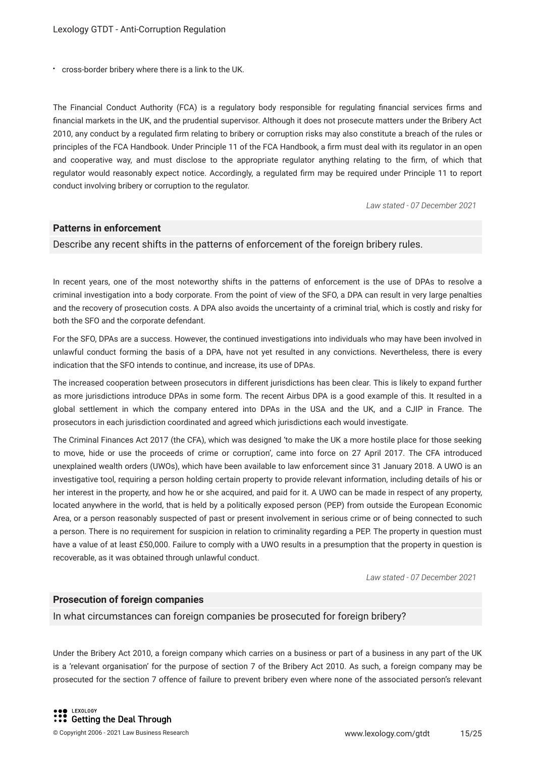- cross-border bribery where there is a link to the UK.

The Financial Conduct Authority (FCA) is a regulatory body responsible for regulating financial services firms and financial markets in the UK, and the prudential supervisor. Although it does not prosecute matters under the Bribery Act 2010, any conduct by a regulated firm relating to bribery or corruption risks may also constitute a breach of the rules or principles of the FCA Handbook. Under Principle 11 of the FCA Handbook, a firm must deal with its regulator in an open and cooperative way, and must disclose to the appropriate regulator anything relating to the firm, of which that regulator would reasonably expect notice. Accordingly, a regulated firm may be required under Principle 11 to report conduct involving bribery or corruption to the regulator.

*Law stated - 07 December 2021*

### Patterns in enforcement

Describe any recent shifts in the patterns of enforcement of the foreign bribery rules.

In recent years, one of the most noteworthy shifts in the patterns of enforcement is the use of DPAs to resolve a criminal investigation into a body corporate. From the point of view of the SFO, a DPA can result in very large penalties and the recovery of prosecution costs. A DPA also avoids the uncertainty of a criminal trial, which is costly and risky for both the SFO and the corporate defendant.

For the SFO, DPAs are a success. However, the continued investigations into individuals who may have been involved in unlawful conduct forming the basis of a DPA, have not yet resulted in any convictions. Nevertheless, there is every indication that the SFO intends to continue, and increase, its use of DPAs.

The increased cooperation between prosecutors in different jurisdictions has been clear. This is likely to expand further as more jurisdictions introduce DPAs in some form. The recent Airbus DPA is a good example of this. It resulted in a global settlement in which the company entered into DPAs in the USA and the UK, and a CJIP in France. The prosecutors in each jurisdiction coordinated and agreed which jurisdictions each would investigate.

The Criminal Finances Act 2017 (the CFA), which was designed 'to make the UK a more hostile place for those seeking to move, hide or use the proceeds of crime or corruption', came into force on 27 April 2017. The CFA introduced unexplained wealth orders (UWOs), which have been available to law enforcement since 31 January 2018. A UWO is an investigative tool, requiring a person holding certain property to provide relevant information, including details of his or her interest in the property, and how he or she acquired, and paid for it. A UWO can be made in respect of any property, located anywhere in the world, that is held by a politically exposed person (PEP) from outside the European Economic Area, or a person reasonably suspected of past or present involvement in serious crime or of being connected to such a person. There is no requirement for suspicion in relation to criminality regarding a PEP. The property in question must have a value of at least £50,000. Failure to comply with a UWO results in a presumption that the property in question is recoverable, as it was obtained through unlawful conduct.

*Law stated - 07 December 2021*

### Prosecution of foreign companies

In what circumstances can foreign companies be prosecuted for foreign bribery?

Under the Bribery Act 2010, a foreign company which carries on a business or part of a business in any part of the UK is a 'relevant organisation' for the purpose of section 7 of the Bribery Act 2010. As such, a foreign company may be prosecuted for the section 7 offence of failure to prevent bribery even where none of the associated person's relevant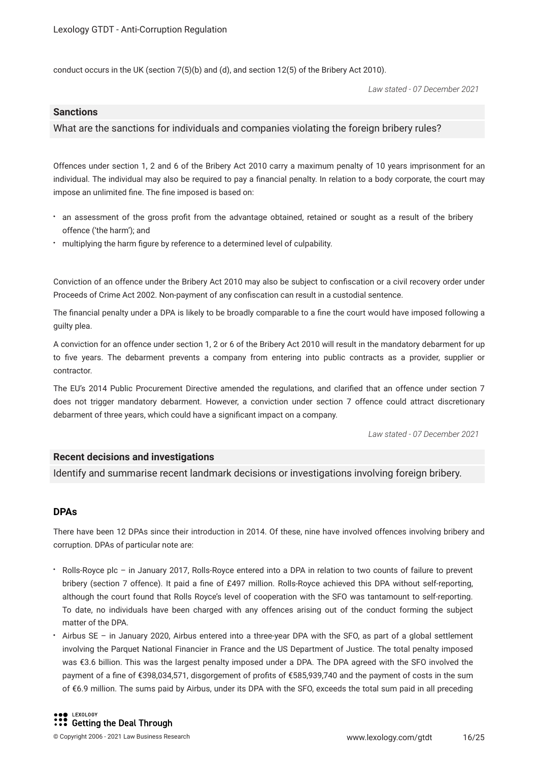conduct occurs in the UK (section 7(5)(b) and (d), and section 12(5) of the Bribery Act 2010).

*Law stated - 07 December 2021*

## Sanctions

What are the sanctions for individuals and companies violating the foreign bribery rules?

Offences under section 1, 2 and 6 of the Bribery Act 2010 carry a maximum penalty of 10 years imprisonment for an individual. The individual may also be required to pay a financial penalty. In relation to a body corporate, the court may impose an unlimited fine. The fine imposed is based on:

- an assessment of the gross profit from the advantage obtained, retained or sought as a result of the bribery offence ('the harm'); and
- multiplying the harm figure by reference to a determined level of culpability.

Conviction of an offence under the Bribery Act 2010 may also be subject to confiscation or a civil recovery order under Proceeds of Crime Act 2002. Non-payment of any confiscation can result in a custodial sentence.

The financial penalty under a DPA is likely to be broadly comparable to a fine the court would have imposed following a guilty plea.

A conviction for an offence under section 1, 2 or 6 of the Bribery Act 2010 will result in the mandatory debarment for up to five years. The debarment prevents a company from entering into public contracts as a provider, supplier or contractor.

The EU's 2014 Public Procurement Directive amended the regulations, and clarified that an offence under section 7 does not trigger mandatory debarment. However, a conviction under section 7 offence could attract discretionary debarment of three years, which could have a significant impact on a company.

*Law stated - 07 December 2021*

## Recent decisions and investigations

Identify and summarise recent landmark decisions or investigations involving foreign bribery.

### DPAs

There have been 12 DPAs since their introduction in 2014. Of these, nine have involved offences involving bribery and corruption. DPAs of particular note are:

- Rolls-Royce plc – in January 2017, Rolls-Royce entered into a DPA in relation to two counts of failure to prevent bribery (section 7 offence). It paid a fine of £497 million. Rolls-Royce achieved this DPA without self-reporting, although the court found that Rolls Royce's level of cooperation with the SFO was tantamount to self-reporting. To date, no individuals have been charged with any offences arising out of the conduct forming the subject matter of the DPA.
- Airbus SE – in January 2020, Airbus entered into a three-year DPA with the SFO, as part of a global settlement involving the Parquet National Financier in France and the US Department of Justice. The total penalty imposed was €3.6 billion. This was the largest penalty imposed under a DPA. The DPA agreed with the SFO involved the payment of a fine of €398,034,571, disgorgement of profits of €585,939,740 and the payment of costs in the sum of €6.9 million. The sums paid by Airbus, under its DPA with the SFO, exceeds the total sum paid in all preceding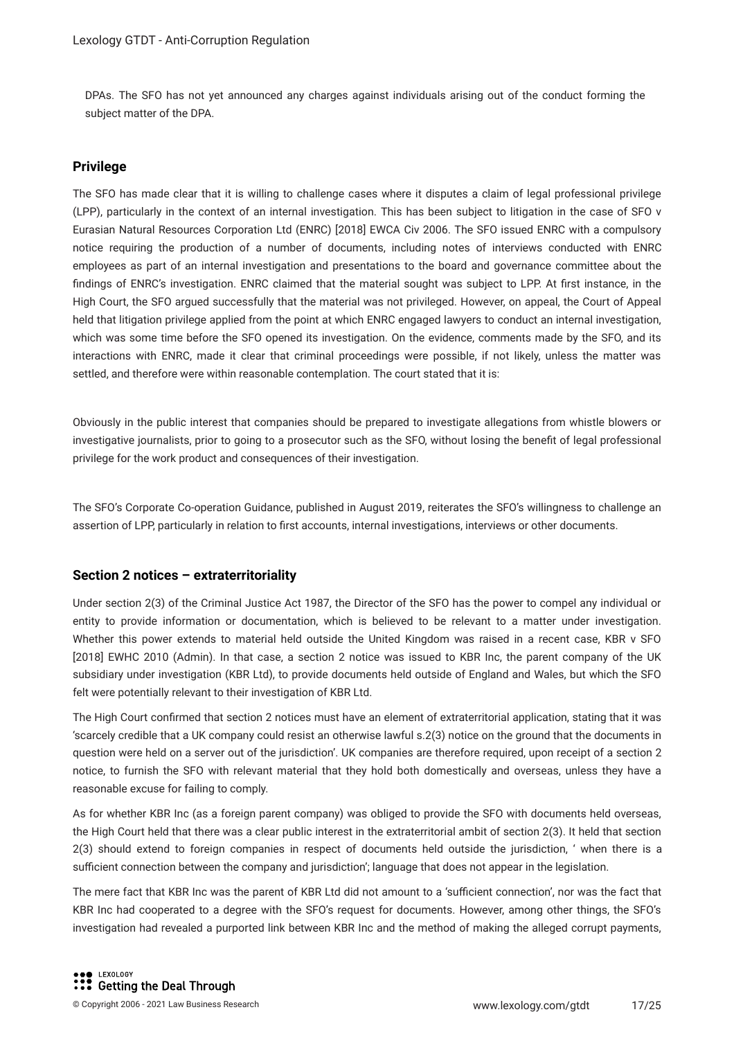DPAs. The SFO has not yet announced any charges against individuals arising out of the conduct forming the subject matter of the DPA.

### Privilege

The SFO has made clear that it is willing to challenge cases where it disputes a claim of legal professional privilege (LPP), particularly in the context of an internal investigation. This has been subject to litigation in the case of SFO v Eurasian Natural Resources Corporation Ltd (ENRC) [2018] EWCA Civ 2006. The SFO issued ENRC with a compulsory notice requiring the production of a number of documents, including notes of interviews conducted with ENRC employees as part of an internal investigation and presentations to the board and governance committee about the findings of ENRC's investigation. ENRC claimed that the material sought was subject to LPP. At first instance, in the High Court, the SFO argued successfully that the material was not privileged. However, on appeal, the Court of Appeal held that litigation privilege applied from the point at which ENRC engaged lawyers to conduct an internal investigation, which was some time before the SFO opened its investigation. On the evidence, comments made by the SFO, and its interactions with ENRC, made it clear that criminal proceedings were possible, if not likely, unless the matter was settled, and therefore were within reasonable contemplation. The court stated that it is:

Obviously in the public interest that companies should be prepared to investigate allegations from whistle blowers or investigative journalists, prior to going to a prosecutor such as the SFO, without losing the benefit of legal professional privilege for the work product and consequences of their investigation.

The SFO's Corporate Co-operation Guidance, published in August 2019, reiterates the SFO's willingness to challenge an assertion of LPP, particularly in relation to first accounts, internal investigations, interviews or other documents.

### Section 2 notices – extraterritoriality

Under section 2(3) of the Criminal Justice Act 1987, the Director of the SFO has the power to compel any individual or entity to provide information or documentation, which is believed to be relevant to a matter under investigation. Whether this power extends to material held outside the United Kingdom was raised in a recent case, KBR v SFO [2018] EWHC 2010 (Admin). In that case, a section 2 notice was issued to KBR Inc, the parent company of the UK subsidiary under investigation (KBR Ltd), to provide documents held outside of England and Wales, but which the SFO felt were potentially relevant to their investigation of KBR Ltd.

The High Court confirmed that section 2 notices must have an element of extraterritorial application, stating that it was 'scarcely credible that a UK company could resist an otherwise lawful s.2(3) notice on the ground that the documents in question were held on a server out of the jurisdiction'. UK companies are therefore required, upon receipt of a section 2 notice, to furnish the SFO with relevant material that they hold both domestically and overseas, unless they have a reasonable excuse for failing to comply.

As for whether KBR Inc (as a foreign parent company) was obliged to provide the SFO with documents held overseas, the High Court held that there was a clear public interest in the extraterritorial ambit of section 2(3). It held that section 2(3) should extend to foreign companies in respect of documents held outside the jurisdiction, ' when there is a sufficient connection between the company and jurisdiction'; language that does not appear in the legislation.

The mere fact that KBR Inc was the parent of KBR Ltd did not amount to a 'sufficient connection', nor was the fact that KBR Inc had cooperated to a degree with the SFO's request for documents. However, among other things, the SFO's investigation had revealed a purported link between KBR Inc and the method of making the alleged corrupt payments,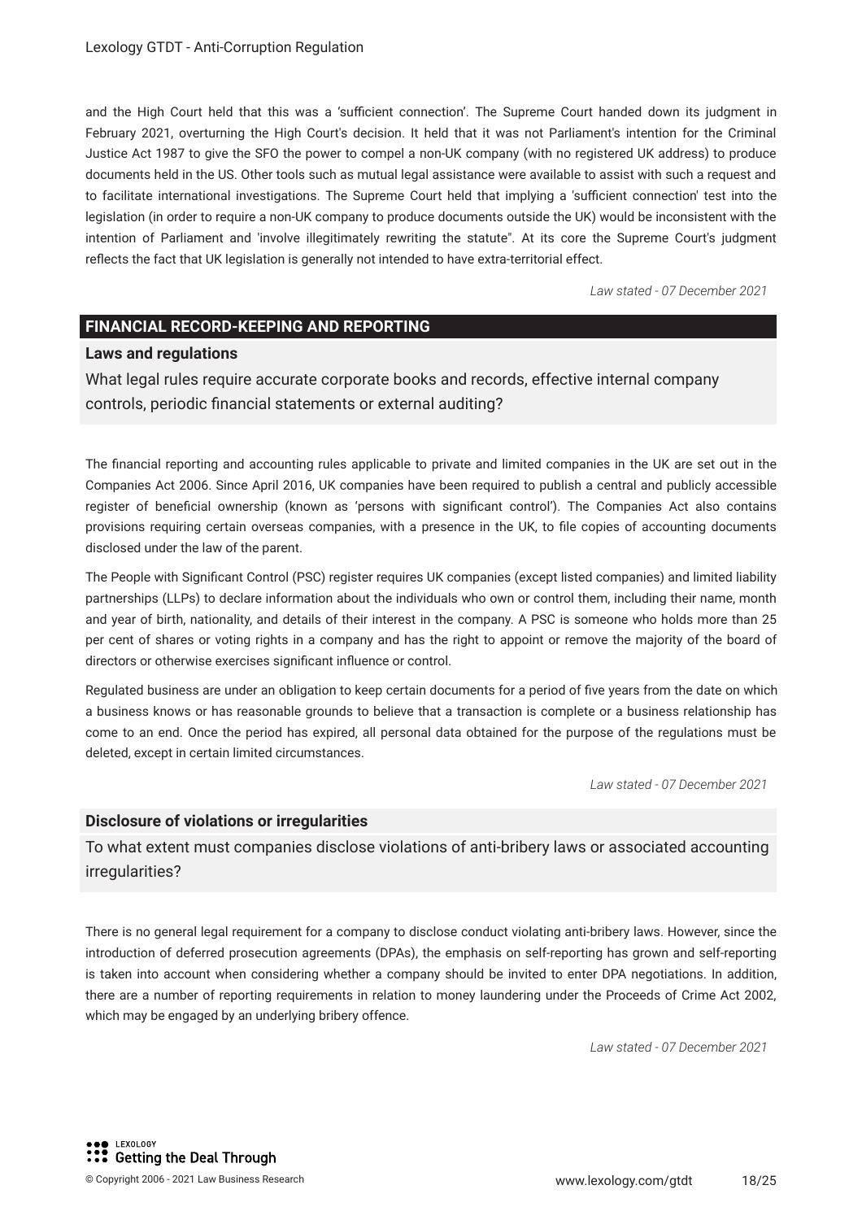and the High Court held that this was a 'sufficient connection'. The Supreme Court handed down its judgment in February 2021, overturning the High Court's decision. It held that it was not Parliament's intention for the Criminal Justice Act 1987 to give the SFO the power to compel a non-UK company (with no registered UK address) to produce documents held in the US. Other tools such as mutual legal assistance were available to assist with such a request and to facilitate international investigations. The Supreme Court held that implying a 'sufficient connection' test into the legislation (in order to require a non-UK company to produce documents outside the UK) would be inconsistent with the intention of Parliament and 'involve illegitimately rewriting the statute". At its core the Supreme Court's judgment reflects the fact that UK legislation is generally not intended to have extra-territorial effect.

*Law stated - 07 December 2021*

## FINANCIAL RECORD-KEEPING AND REPORTING

### Laws and regulations

What legal rules require accurate corporate books and records, effective internal company controls, periodic financial statements or external auditing?

The financial reporting and accounting rules applicable to private and limited companies in the UK are set out in the Companies Act 2006. Since April 2016, UK companies have been required to publish a central and publicly accessible register of beneficial ownership (known as 'persons with significant control'). The Companies Act also contains provisions requiring certain overseas companies, with a presence in the UK, to file copies of accounting documents disclosed under the law of the parent.

The People with Significant Control (PSC) register requires UK companies (except listed companies) and limited liability partnerships (LLPs) to declare information about the individuals who own or control them, including their name, month and year of birth, nationality, and details of their interest in the company. A PSC is someone who holds more than 25 per cent of shares or voting rights in a company and has the right to appoint or remove the majority of the board of directors or otherwise exercises significant influence or control.

Regulated business are under an obligation to keep certain documents for a period of five years from the date on which a business knows or has reasonable grounds to believe that a transaction is complete or a business relationship has come to an end. Once the period has expired, all personal data obtained for the purpose of the regulations must be deleted, except in certain limited circumstances.

*Law stated - 07 December 2021*

### Disclosure of violations or irregularities

To what extent must companies disclose violations of anti-bribery laws or associated accounting irregularities?

There is no general legal requirement for a company to disclose conduct violating anti-bribery laws. However, since the introduction of deferred prosecution agreements (DPAs), the emphasis on self-reporting has grown and self-reporting is taken into account when considering whether a company should be invited to enter DPA negotiations. In addition, there are a number of reporting requirements in relation to money laundering under the Proceeds of Crime Act 2002, which may be engaged by an underlying bribery offence.

*Law stated - 07 December 2021*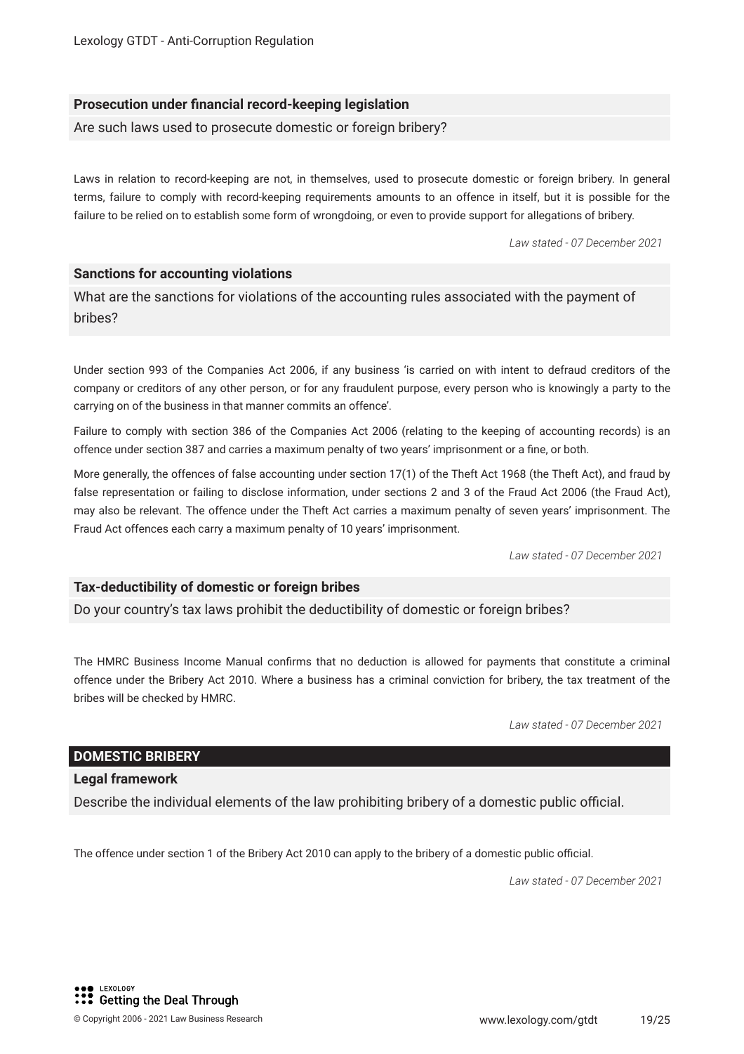### Prosecution under financial record-keeping legislation

Are such laws used to prosecute domestic or foreign bribery?

Laws in relation to record-keeping are not, in themselves, used to prosecute domestic or foreign bribery. In general terms, failure to comply with record-keeping requirements amounts to an offence in itself, but it is possible for the failure to be relied on to establish some form of wrongdoing, or even to provide support for allegations of bribery.

*Law stated - 07 December 2021*

### Sanctions for accounting violations

What are the sanctions for violations of the accounting rules associated with the payment of bribes?

Under section 993 of the Companies Act 2006, if any business 'is carried on with intent to defraud creditors of the company or creditors of any other person, or for any fraudulent purpose, every person who is knowingly a party to the carrying on of the business in that manner commits an offence'.

Failure to comply with section 386 of the Companies Act 2006 (relating to the keeping of accounting records) is an offence under section 387 and carries a maximum penalty of two years' imprisonment or a fine, or both.

More generally, the offences of false accounting under section 17(1) of the Theft Act 1968 (the Theft Act), and fraud by false representation or failing to disclose information, under sections 2 and 3 of the Fraud Act 2006 (the Fraud Act), may also be relevant. The offence under the Theft Act carries a maximum penalty of seven years' imprisonment. The Fraud Act offences each carry a maximum penalty of 10 years' imprisonment.

*Law stated - 07 December 2021*

### Tax-deductibility of domestic or foreign bribes

Do your country's tax laws prohibit the deductibility of domestic or foreign bribes?

The HMRC Business Income Manual confirms that no deduction is allowed for payments that constitute a criminal offence under the Bribery Act 2010. Where a business has a criminal conviction for bribery, the tax treatment of the bribes will be checked by HMRC.

*Law stated - 07 December 2021*

## DOMESTIC BRIBERY

### Legal framework

Describe the individual elements of the law prohibiting bribery of a domestic public official.

The offence under section 1 of the Bribery Act 2010 can apply to the bribery of a domestic public official.

*Law stated - 07 December 2021*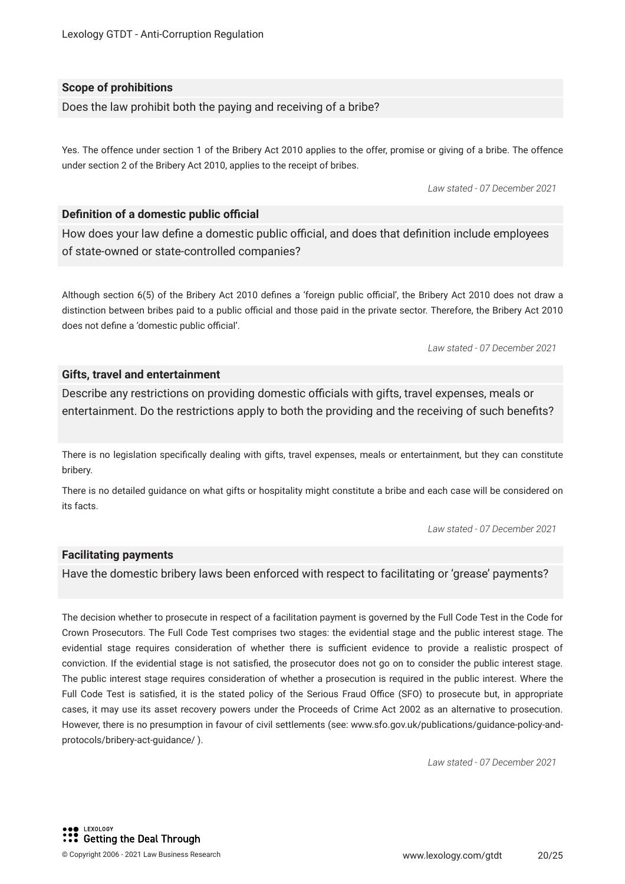### Scope of prohibitions

Does the law prohibit both the paying and receiving of a bribe?

Yes. The offence under section 1 of the Bribery Act 2010 applies to the offer, promise or giving of a bribe. The offence under section 2 of the Bribery Act 2010, applies to the receipt of bribes.

*Law stated - 07 December 2021*

### Definition of a domestic public official

How does your law define a domestic public official, and does that definition include employees of state-owned or state-controlled companies?

Although section 6(5) of the Bribery Act 2010 defines a 'foreign public official', the Bribery Act 2010 does not draw a distinction between bribes paid to a public official and those paid in the private sector. Therefore, the Bribery Act 2010 does not define a 'domestic public official'.

*Law stated - 07 December 2021*

### Gifts, travel and entertainment

Describe any restrictions on providing domestic officials with gifts, travel expenses, meals or entertainment. Do the restrictions apply to both the providing and the receiving of such benefits?

There is no legislation specifically dealing with gifts, travel expenses, meals or entertainment, but they can constitute bribery.

There is no detailed guidance on what gifts or hospitality might constitute a bribe and each case will be considered on its facts.

*Law stated - 07 December 2021*

### Facilitating payments

Have the domestic bribery laws been enforced with respect to facilitating or 'grease' payments?

The decision whether to prosecute in respect of a facilitation payment is governed by the Full Code Test in the Code for Crown Prosecutors. The Full Code Test comprises two stages: the evidential stage and the public interest stage. The evidential stage requires consideration of whether there is sufficient evidence to provide a realistic prospect of conviction. If the evidential stage is not satisfied, the prosecutor does not go on to consider the public interest stage. The public interest stage requires consideration of whether a prosecution is required in the public interest. Where the Full Code Test is satisfied, it is the stated policy of the Serious Fraud Office (SFO) to prosecute but, in appropriate cases, it may use its asset recovery powers under the Proceeds of Crime Act 2002 as an alternative to prosecution. However, there is no presumption in favour of civil settlements (see: www.sfo.gov.uk/publications/guidance-policy-and-protocols/bribery-act-guidance/ ).

*Law stated - 07 December 2021*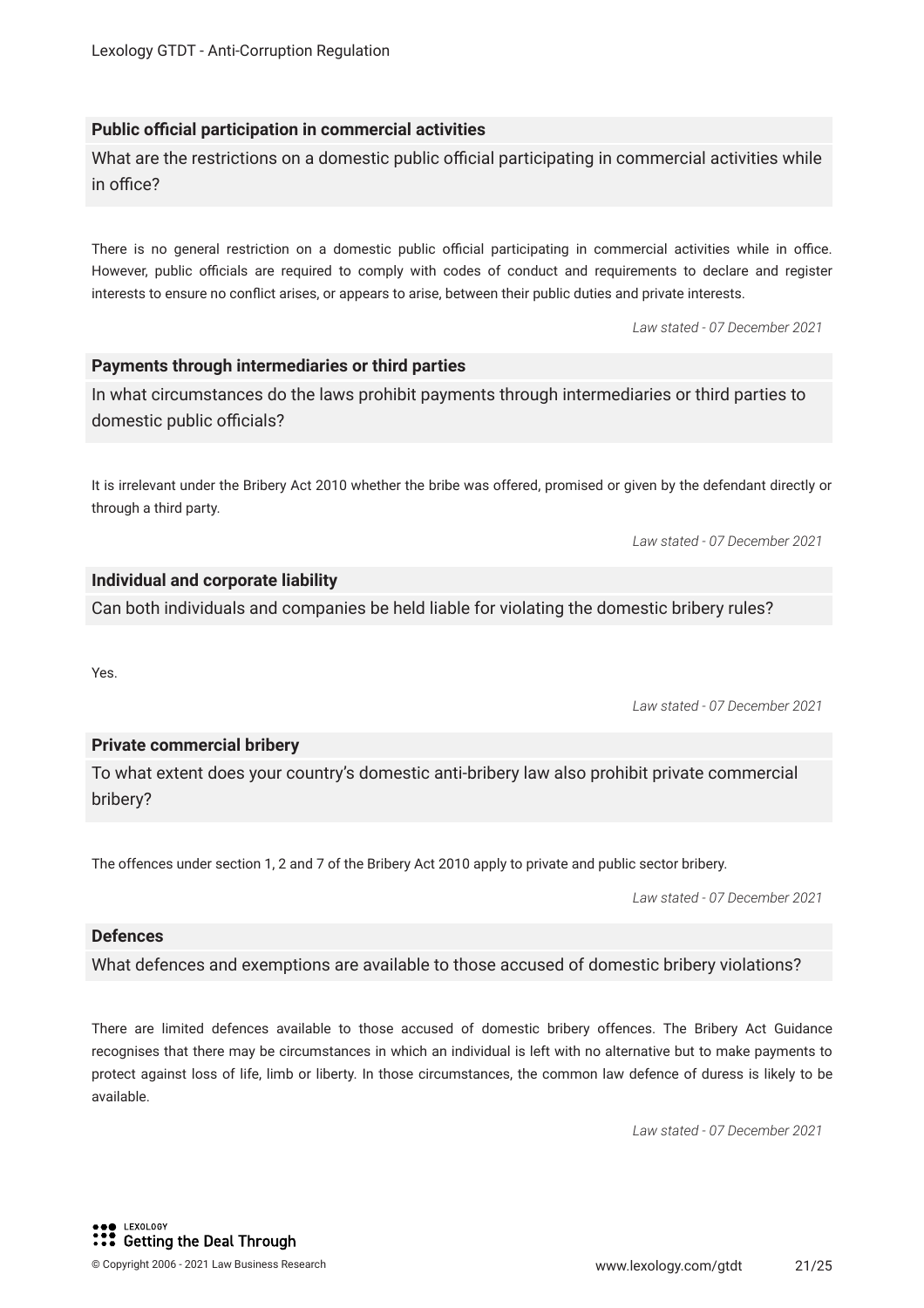### Public official participation in commercial activities

What are the restrictions on a domestic public official participating in commercial activities while in office?

There is no general restriction on a domestic public official participating in commercial activities while in office. However, public officials are required to comply with codes of conduct and requirements to declare and register interests to ensure no conflict arises, or appears to arise, between their public duties and private interests.

*Law stated - 07 December 2021*

### Payments through intermediaries or third parties

In what circumstances do the laws prohibit payments through intermediaries or third parties to domestic public officials?

It is irrelevant under the Bribery Act 2010 whether the bribe was offered, promised or given by the defendant directly or through a third party.

*Law stated - 07 December 2021*

### Individual and corporate liability

Can both individuals and companies be held liable for violating the domestic bribery rules?

Yes.

*Law stated - 07 December 2021*

### Private commercial bribery

To what extent does your country's domestic anti-bribery law also prohibit private commercial bribery?

The offences under section 1, 2 and 7 of the Bribery Act 2010 apply to private and public sector bribery.

*Law stated - 07 December 2021*

### Defences

What defences and exemptions are available to those accused of domestic bribery violations?

There are limited defences available to those accused of domestic bribery offences. The Bribery Act Guidance recognises that there may be circumstances in which an individual is left with no alternative but to make payments to protect against loss of life, limb or liberty. In those circumstances, the common law defence of duress is likely to be available.

*Law stated - 07 December 2021*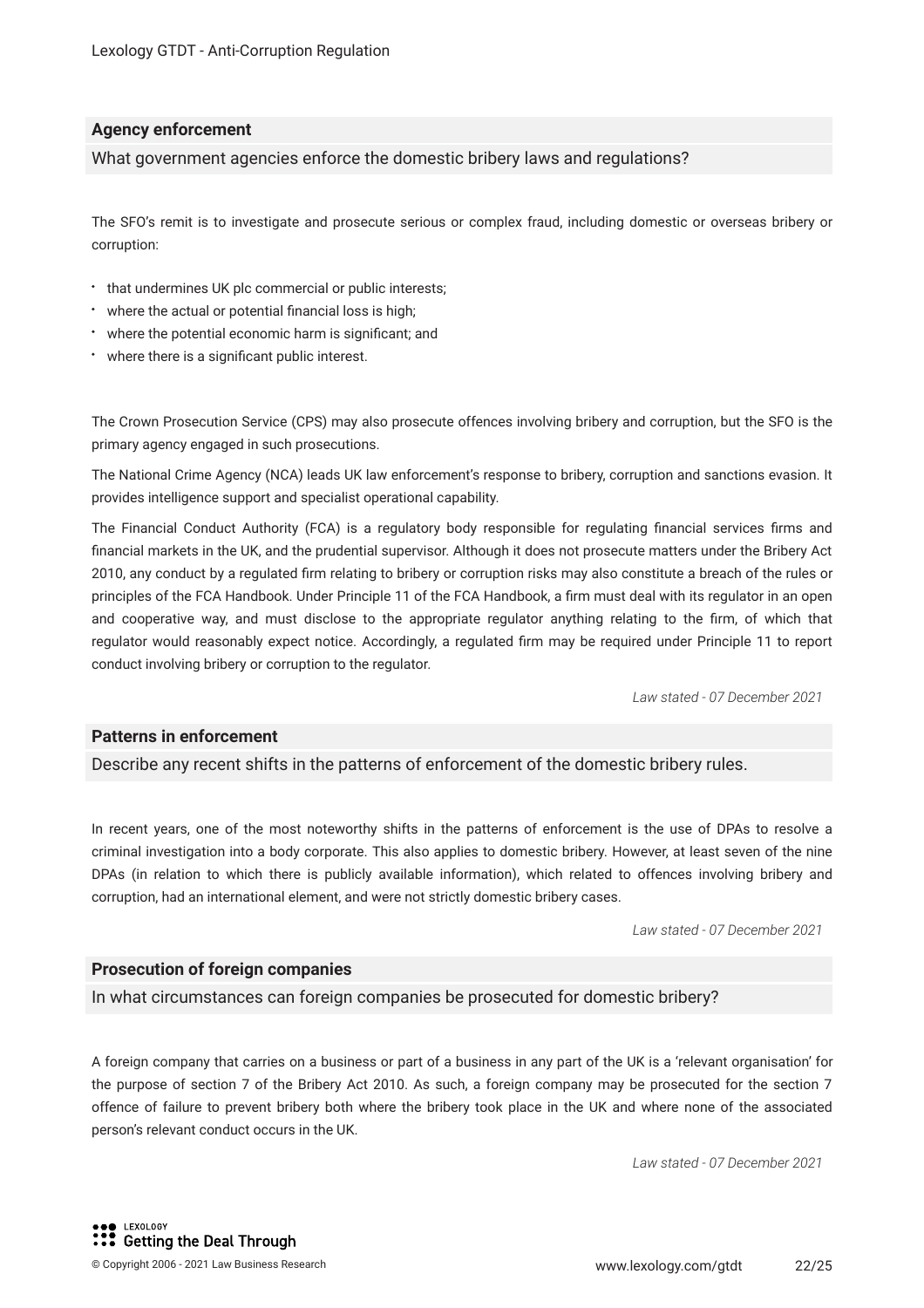### Agency enforcement

What government agencies enforce the domestic bribery laws and regulations?

The SFO's remit is to investigate and prosecute serious or complex fraud, including domestic or overseas bribery or corruption:

- that undermines UK plc commercial or public interests;
- where the actual or potential financial loss is high;
- where the potential economic harm is significant; and
- where there is a significant public interest.

The Crown Prosecution Service (CPS) may also prosecute offences involving bribery and corruption, but the SFO is the primary agency engaged in such prosecutions.

The National Crime Agency (NCA) leads UK law enforcement's response to bribery, corruption and sanctions evasion. It provides intelligence support and specialist operational capability.

The Financial Conduct Authority (FCA) is a regulatory body responsible for regulating financial services firms and financial markets in the UK, and the prudential supervisor. Although it does not prosecute matters under the Bribery Act 2010, any conduct by a regulated firm relating to bribery or corruption risks may also constitute a breach of the rules or principles of the FCA Handbook. Under Principle 11 of the FCA Handbook, a firm must deal with its regulator in an open and cooperative way, and must disclose to the appropriate regulator anything relating to the firm, of which that regulator would reasonably expect notice. Accordingly, a regulated firm may be required under Principle 11 to report conduct involving bribery or corruption to the regulator.

*Law stated - 07 December 2021*

### Patterns in enforcement

Describe any recent shifts in the patterns of enforcement of the domestic bribery rules.

In recent years, one of the most noteworthy shifts in the patterns of enforcement is the use of DPAs to resolve a criminal investigation into a body corporate. This also applies to domestic bribery. However, at least seven of the nine DPAs (in relation to which there is publicly available information), which related to offences involving bribery and corruption, had an international element, and were not strictly domestic bribery cases.

*Law stated - 07 December 2021*

### Prosecution of foreign companies

In what circumstances can foreign companies be prosecuted for domestic bribery?

A foreign company that carries on a business or part of a business in any part of the UK is a 'relevant organisation' for the purpose of section 7 of the Bribery Act 2010. As such, a foreign company may be prosecuted for the section 7 offence of failure to prevent bribery both where the bribery took place in the UK and where none of the associated person's relevant conduct occurs in the UK.

*Law stated - 07 December 2021*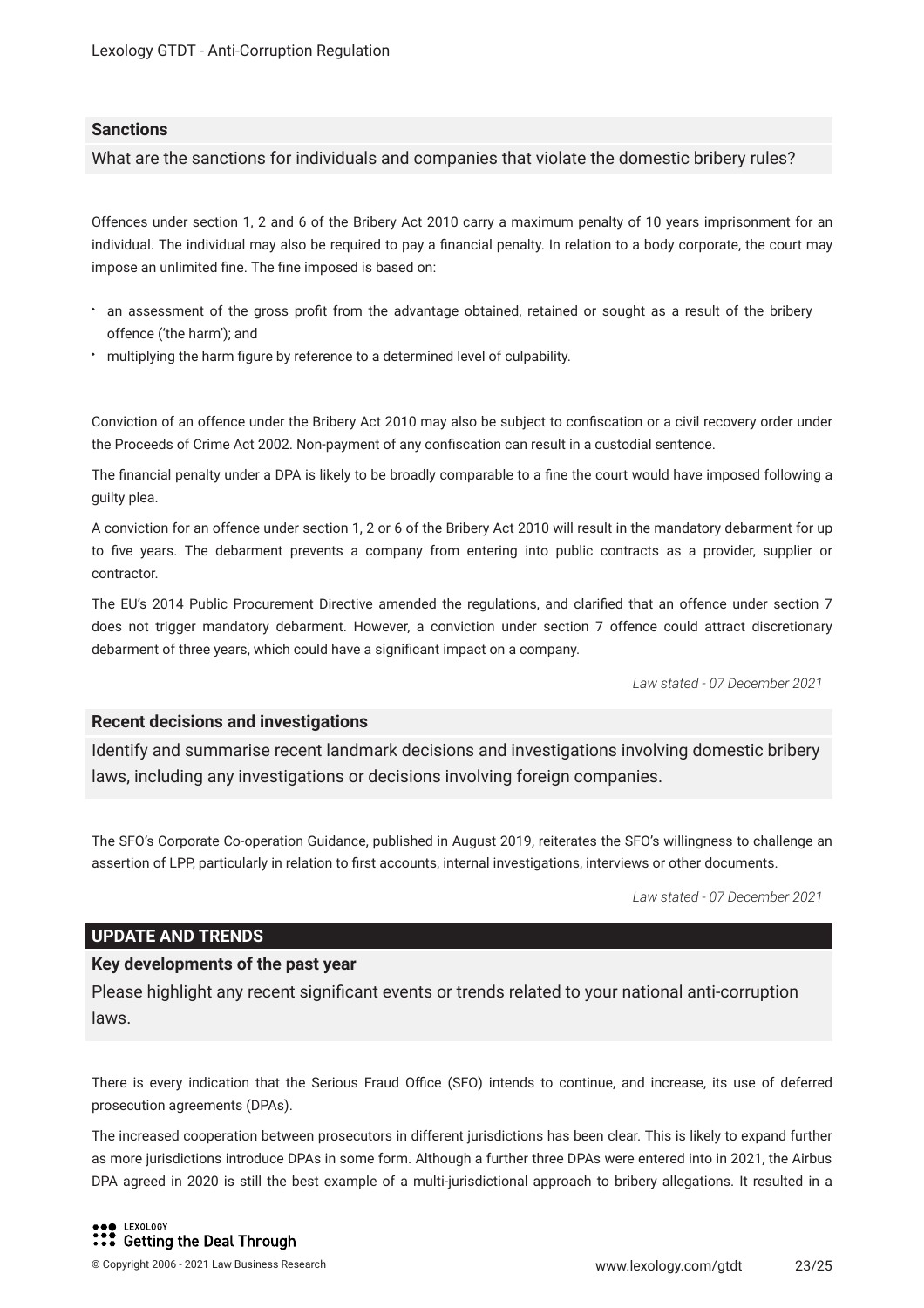### Sanctions

What are the sanctions for individuals and companies that violate the domestic bribery rules?

Offences under section 1, 2 and 6 of the Bribery Act 2010 carry a maximum penalty of 10 years imprisonment for an individual. The individual may also be required to pay a financial penalty. In relation to a body corporate, the court may impose an unlimited fine. The fine imposed is based on:

- an assessment of the gross profit from the advantage obtained, retained or sought as a result of the bribery offence ('the harm'); and
- multiplying the harm figure by reference to a determined level of culpability.

Conviction of an offence under the Bribery Act 2010 may also be subject to confiscation or a civil recovery order under the Proceeds of Crime Act 2002. Non-payment of any confiscation can result in a custodial sentence.

The financial penalty under a DPA is likely to be broadly comparable to a fine the court would have imposed following a guilty plea.

A conviction for an offence under section 1, 2 or 6 of the Bribery Act 2010 will result in the mandatory debarment for up to five years. The debarment prevents a company from entering into public contracts as a provider, supplier or contractor.

The EU's 2014 Public Procurement Directive amended the regulations, and clarified that an offence under section 7 does not trigger mandatory debarment. However, a conviction under section 7 offence could attract discretionary debarment of three years, which could have a significant impact on a company.

*Law stated - 07 December 2021*

### Recent decisions and investigations

Identify and summarise recent landmark decisions and investigations involving domestic bribery laws, including any investigations or decisions involving foreign companies.

The SFO's Corporate Co-operation Guidance, published in August 2019, reiterates the SFO's willingness to challenge an assertion of LPP, particularly in relation to first accounts, internal investigations, interviews or other documents.

*Law stated - 07 December 2021*

## UPDATE AND TRENDS

### Key developments of the past year

Please highlight any recent significant events or trends related to your national anti-corruption laws.

There is every indication that the Serious Fraud Office (SFO) intends to continue, and increase, its use of deferred prosecution agreements (DPAs).

The increased cooperation between prosecutors in different jurisdictions has been clear. This is likely to expand further as more jurisdictions introduce DPAs in some form. Although a further three DPAs were entered into in 2021, the Airbus DPA agreed in 2020 is still the best example of a multi-jurisdictional approach to bribery allegations. It resulted in a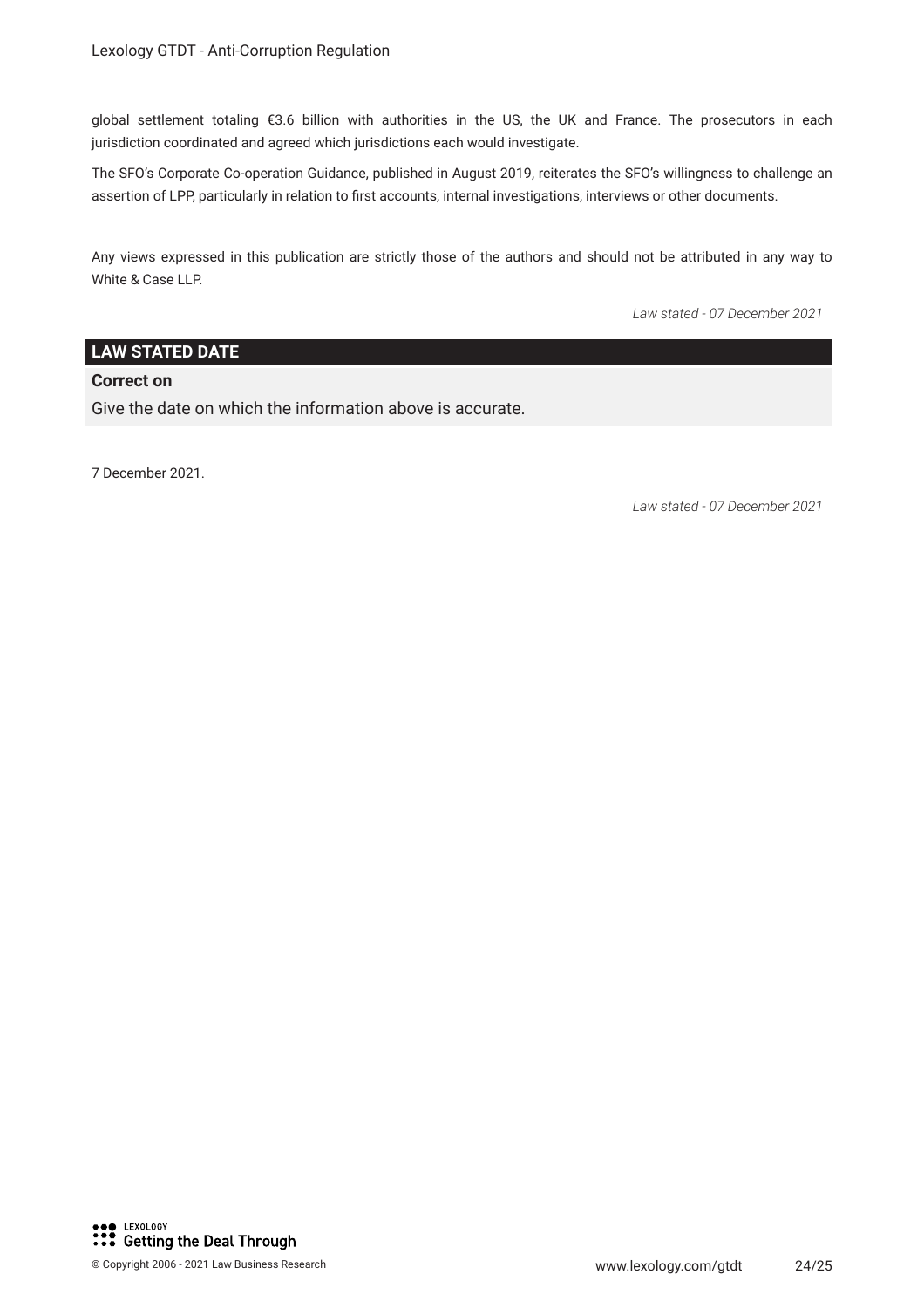global settlement totaling €3.6 billion with authorities in the US, the UK and France. The prosecutors in each jurisdiction coordinated and agreed which jurisdictions each would investigate.

The SFO's Corporate Co-operation Guidance, published in August 2019, reiterates the SFO's willingness to challenge an assertion of LPP, particularly in relation to first accounts, internal investigations, interviews or other documents.

Any views expressed in this publication are strictly those of the authors and should not be attributed in any way to White & Case LLP.

*Law stated - 07 December 2021*

## LAW STATED DATE

**Correct on**

Give the date on which the information above is accurate.

7 December 2021.

*Law stated - 07 December 2021*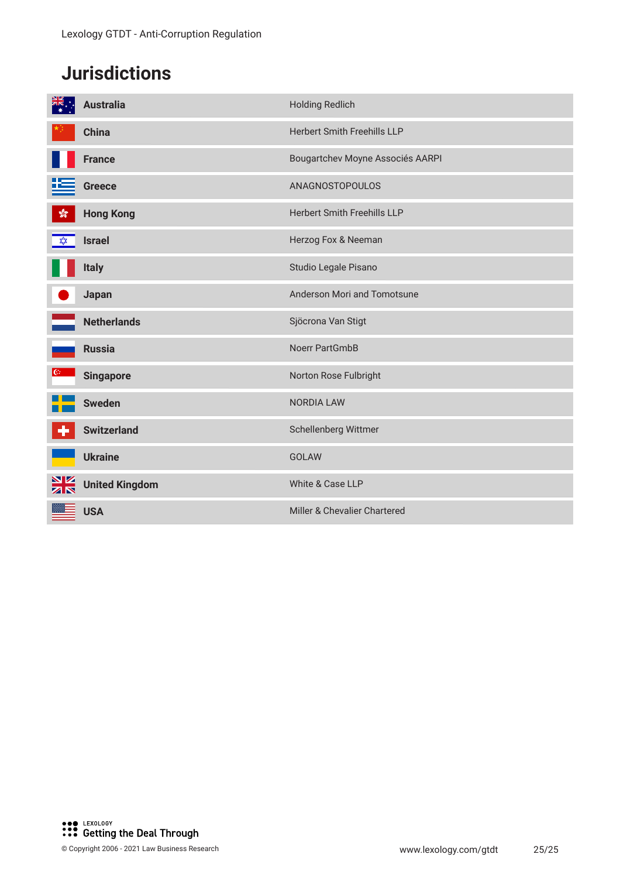# Jurisdictions

| | |
|---|---|
| **Australia** | Holding Redlich |
| **China** | Herbert Smith Freehills LLP |
| **France** | Bougartchev Moyne Associés AARPI |
| **Greece** | ANAGNOSTOPOULOS |
| **Hong Kong** | Herbert Smith Freehills LLP |
| **Israel** | Herzog Fox & Neeman |
| **Italy** | Studio Legale Pisano |
| **Japan** | Anderson Mori and Tomotsune |
| **Netherlands** | Sjöcrona Van Stigt |
| **Russia** | Noerr PartGmbB |
| **Singapore** | Norton Rose Fulbright |
| **Sweden** | NORDIA LAW |
| **Switzerland** | Schellenberg Wittmer |
| **Ukraine** | GOLAW |
| **United Kingdom** | White & Case LLP |
| **USA** | Miller & Chevalier Chartered |